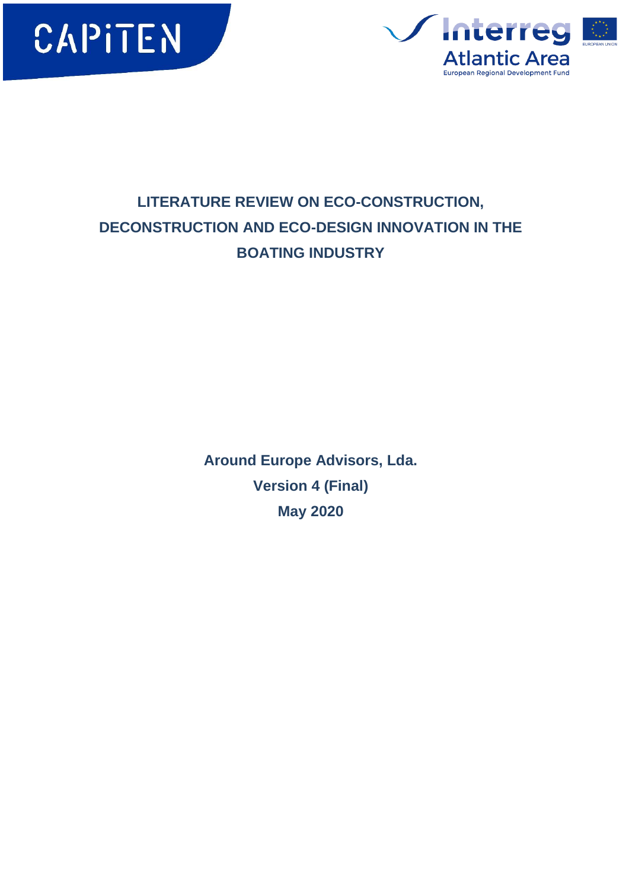# LITERATURE REVIEW ON ECO-CONSTRUCTION, DECONSTRUCTION AND ECO-DESIGN INNOVATION IN THE BOATING INDUSTRY

**Around Europe Advisors, Lda.**

**Version 4 (Final)**

**May 2020**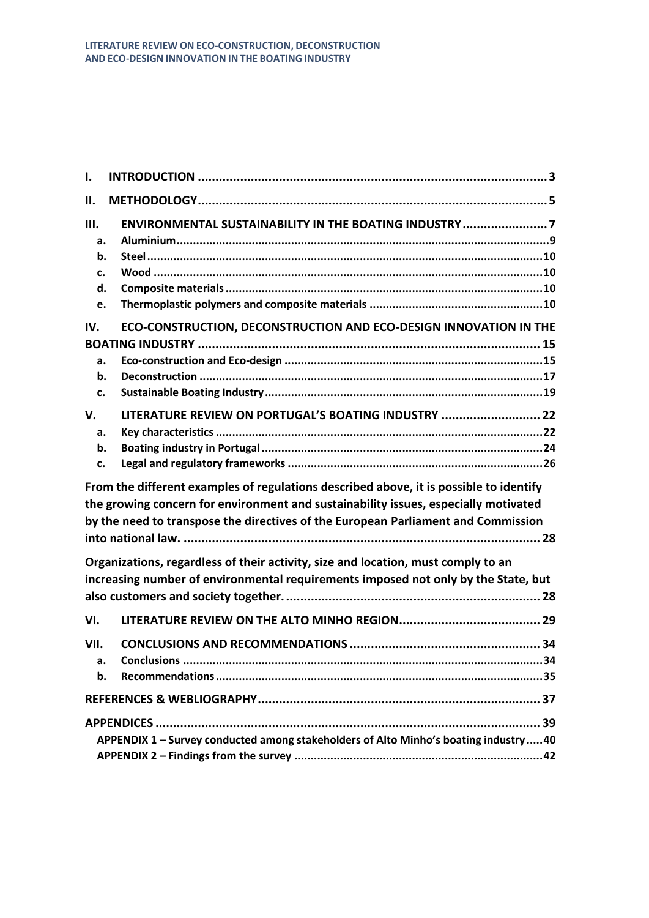- **I. INTRODUCTION** ........ 3
- **II. METHODOLOGY** ........ 5
- **III. ENVIRONMENTAL SUSTAINABILITY IN THE BOATING INDUSTRY** ........ 7
  - **a. Aluminium** ........ 9
  - **b. Steel** ........ 10
  - **c. Wood** ........ 10
  - **d. Composite materials** ........ 10
  - **e. Thermoplastic polymers and composite materials** ........ 10
- **IV. ECO-CONSTRUCTION, DECONSTRUCTION AND ECO-DESIGN INNOVATION IN THE BOATING INDUSTRY** ........ 15
  - **a. Eco-construction and Eco-design** ........ 15
  - **b. Deconstruction** ........ 17
  - **c. Sustainable Boating Industry** ........ 19
- **V. LITERATURE REVIEW ON PORTUGAL'S BOATING INDUSTRY** ........ 22
  - **a. Key characteristics** ........ 22
  - **b. Boating industry in Portugal** ........ 24
  - **c. Legal and regulatory frameworks** ........ 26

**From the different examples of regulations described above, it is possible to identify the growing concern for environment and sustainability issues, especially motivated by the need to transpose the directives of the European Parliament and Commission into national law.** ........ 28

**Organizations, regardless of their activity, size and location, must comply to an increasing number of environmental requirements imposed not only by the State, but also customers and society together.** ........ 28

- **VI. LITERATURE REVIEW ON THE ALTO MINHO REGION** ........ 29
- **VII. CONCLUSIONS AND RECOMMENDATIONS** ........ 34
  - **a. Conclusions** ........ 34
  - **b. Recommendations** ........ 35

**REFERENCES & WEBLIOGRAPHY** ........ 37

**APPENDICES** ........ 39
- **APPENDIX 1 – Survey conducted among stakeholders of Alto Minho's boating industry** ........ 40
- **APPENDIX 2 – Findings from the survey** ........ 42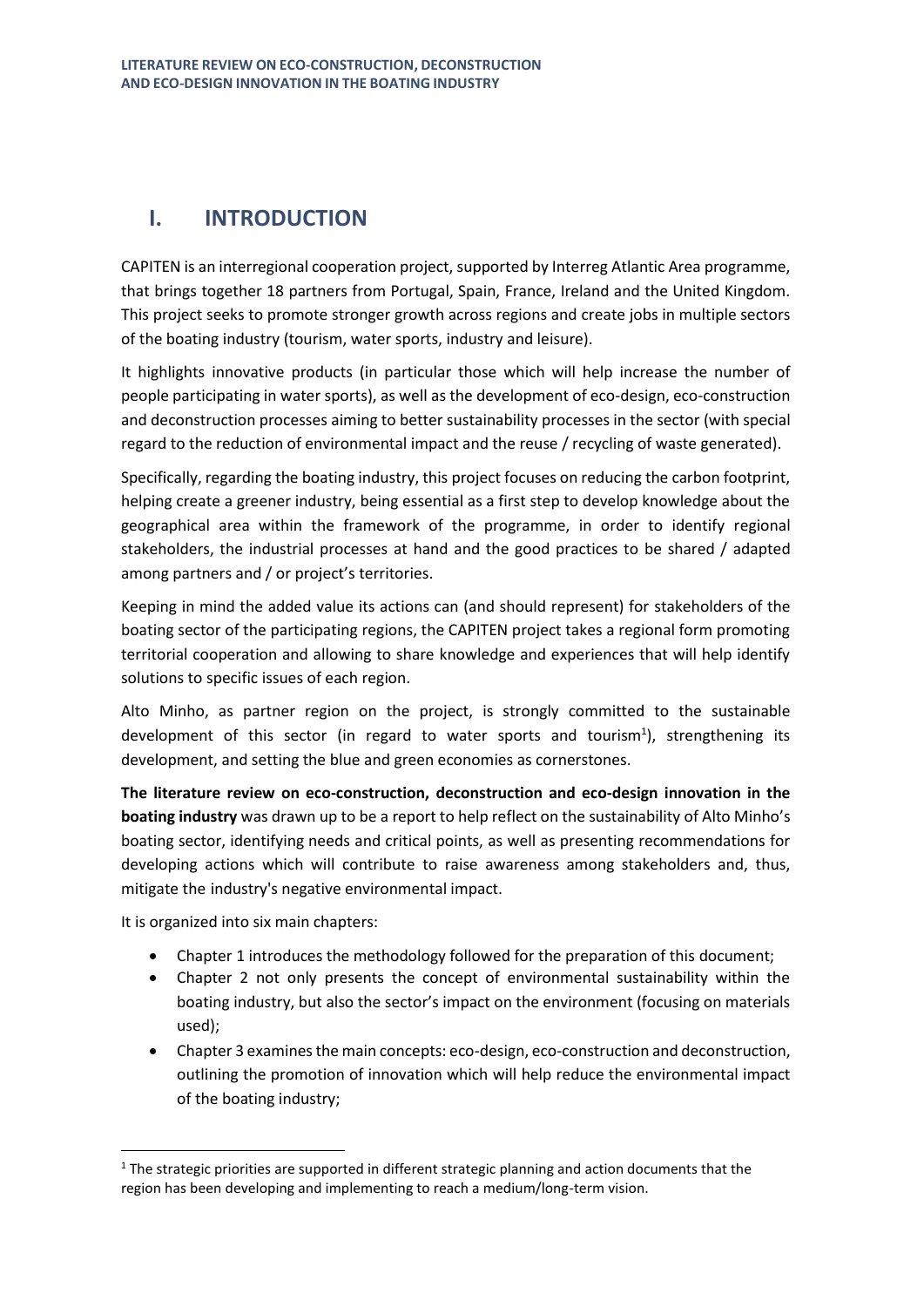# I. INTRODUCTION

CAPITEN is an interregional cooperation project, supported by Interreg Atlantic Area programme, that brings together 18 partners from Portugal, Spain, France, Ireland and the United Kingdom. This project seeks to promote stronger growth across regions and create jobs in multiple sectors of the boating industry (tourism, water sports, industry and leisure).

It highlights innovative products (in particular those which will help increase the number of people participating in water sports), as well as the development of eco-design, eco-construction and deconstruction processes aiming to better sustainability processes in the sector (with special regard to the reduction of environmental impact and the reuse / recycling of waste generated).

Specifically, regarding the boating industry, this project focuses on reducing the carbon footprint, helping create a greener industry, being essential as a first step to develop knowledge about the geographical area within the framework of the programme, in order to identify regional stakeholders, the industrial processes at hand and the good practices to be shared / adapted among partners and / or project's territories.

Keeping in mind the added value its actions can (and should represent) for stakeholders of the boating sector of the participating regions, the CAPITEN project takes a regional form promoting territorial cooperation and allowing to share knowledge and experiences that will help identify solutions to specific issues of each region.

Alto Minho, as partner region on the project, is strongly committed to the sustainable development of this sector (in regard to water sports and tourism[1]), strengthening its development, and setting the blue and green economies as cornerstones.

**The literature review on eco-construction, deconstruction and eco-design innovation in the boating industry** was drawn up to be a report to help reflect on the sustainability of Alto Minho's boating sector, identifying needs and critical points, as well as presenting recommendations for developing actions which will contribute to raise awareness among stakeholders and, thus, mitigate the industry's negative environmental impact.

It is organized into six main chapters:

- Chapter 1 introduces the methodology followed for the preparation of this document;
- Chapter 2 not only presents the concept of environmental sustainability within the boating industry, but also the sector's impact on the environment (focusing on materials used);
- Chapter 3 examines the main concepts: eco-design, eco-construction and deconstruction, outlining the promotion of innovation which will help reduce the environmental impact of the boating industry;

[1] The strategic priorities are supported in different strategic planning and action documents that the region has been developing and implementing to reach a medium/long-term vision.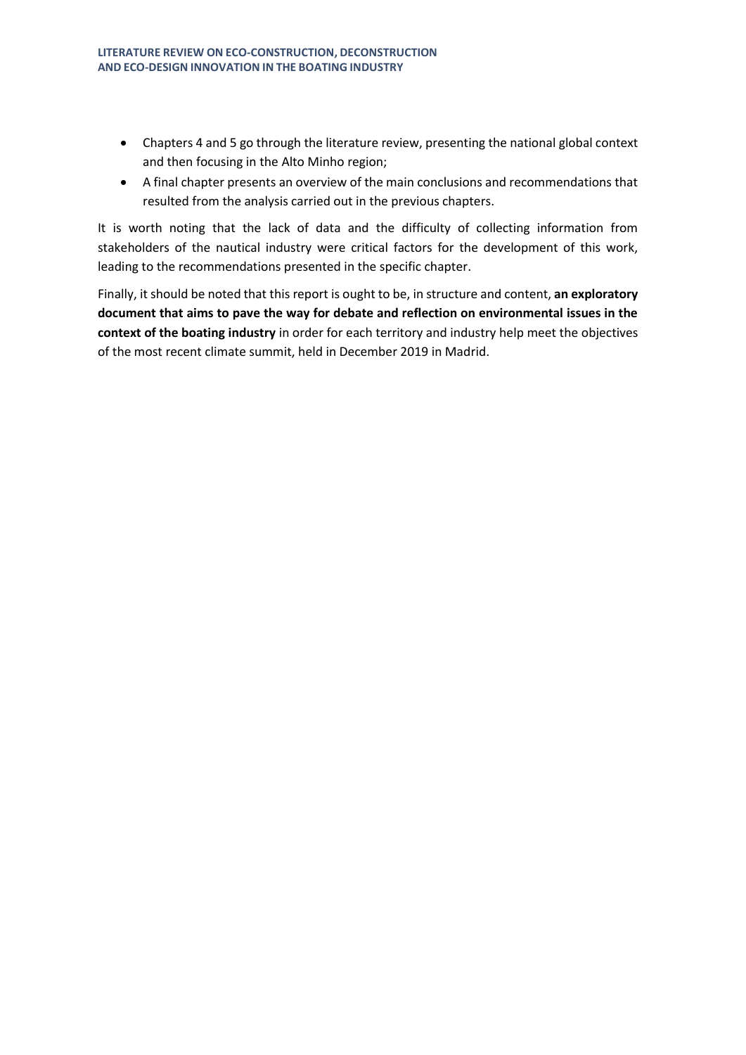- Chapters 4 and 5 go through the literature review, presenting the national global context and then focusing in the Alto Minho region;
- A final chapter presents an overview of the main conclusions and recommendations that resulted from the analysis carried out in the previous chapters.

It is worth noting that the lack of data and the difficulty of collecting information from stakeholders of the nautical industry were critical factors for the development of this work, leading to the recommendations presented in the specific chapter.

Finally, it should be noted that this report is ought to be, in structure and content, **an exploratory document that aims to pave the way for debate and reflection on environmental issues in the context of the boating industry** in order for each territory and industry help meet the objectives of the most recent climate summit, held in December 2019 in Madrid.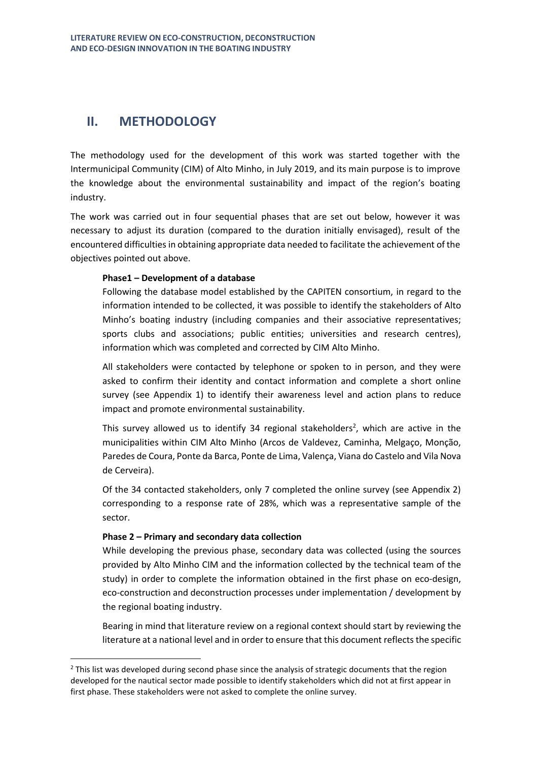## II. METHODOLOGY

The methodology used for the development of this work was started together with the Intermunicipal Community (CIM) of Alto Minho, in July 2019, and its main purpose is to improve the knowledge about the environmental sustainability and impact of the region's boating industry.

The work was carried out in four sequential phases that are set out below, however it was necessary to adjust its duration (compared to the duration initially envisaged), result of the encountered difficulties in obtaining appropriate data needed to facilitate the achievement of the objectives pointed out above.

**Phase1 – Development of a database**

Following the database model established by the CAPITEN consortium, in regard to the information intended to be collected, it was possible to identify the stakeholders of Alto Minho's boating industry (including companies and their associative representatives; sports clubs and associations; public entities; universities and research centres), information which was completed and corrected by CIM Alto Minho.

All stakeholders were contacted by telephone or spoken to in person, and they were asked to confirm their identity and contact information and complete a short online survey (see Appendix 1) to identify their awareness level and action plans to reduce impact and promote environmental sustainability.

This survey allowed us to identify 34 regional stakeholders[2], which are active in the municipalities within CIM Alto Minho (Arcos de Valdevez, Caminha, Melgaço, Monção, Paredes de Coura, Ponte da Barca, Ponte de Lima, Valença, Viana do Castelo and Vila Nova de Cerveira).

Of the 34 contacted stakeholders, only 7 completed the online survey (see Appendix 2) corresponding to a response rate of 28%, which was a representative sample of the sector.

**Phase 2 – Primary and secondary data collection**

While developing the previous phase, secondary data was collected (using the sources provided by Alto Minho CIM and the information collected by the technical team of the study) in order to complete the information obtained in the first phase on eco-design, eco-construction and deconstruction processes under implementation / development by the regional boating industry.

Bearing in mind that literature review on a regional context should start by reviewing the literature at a national level and in order to ensure that this document reflects the specific

[2] This list was developed during second phase since the analysis of strategic documents that the region developed for the nautical sector made possible to identify stakeholders which did not at first appear in first phase. These stakeholders were not asked to complete the online survey.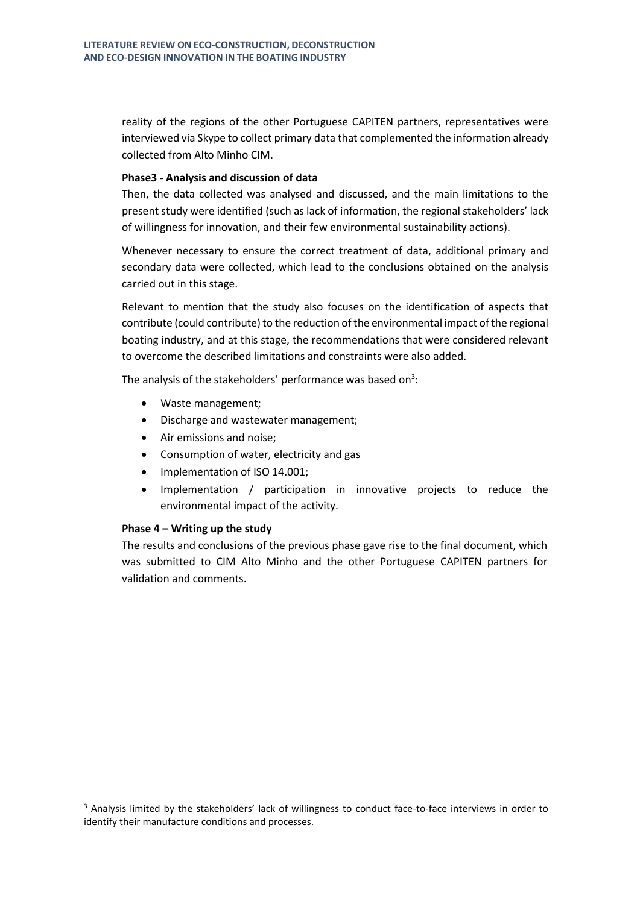reality of the regions of the other Portuguese CAPITEN partners, representatives were interviewed via Skype to collect primary data that complemented the information already collected from Alto Minho CIM.

**Phase3 - Analysis and discussion of data**

Then, the data collected was analysed and discussed, and the main limitations to the present study were identified (such as lack of information, the regional stakeholders' lack of willingness for innovation, and their few environmental sustainability actions).

Whenever necessary to ensure the correct treatment of data, additional primary and secondary data were collected, which lead to the conclusions obtained on the analysis carried out in this stage.

Relevant to mention that the study also focuses on the identification of aspects that contribute (could contribute) to the reduction of the environmental impact of the regional boating industry, and at this stage, the recommendations that were considered relevant to overcome the described limitations and constraints were also added.

The analysis of the stakeholders' performance was based on[3]:

- Waste management;
- Discharge and wastewater management;
- Air emissions and noise;
- Consumption of water, electricity and gas
- Implementation of ISO 14.001;
- Implementation / participation in innovative projects to reduce the environmental impact of the activity.

**Phase 4 – Writing up the study**

The results and conclusions of the previous phase gave rise to the final document, which was submitted to CIM Alto Minho and the other Portuguese CAPITEN partners for validation and comments.

[3] Analysis limited by the stakeholders' lack of willingness to conduct face-to-face interviews in order to identify their manufacture conditions and processes.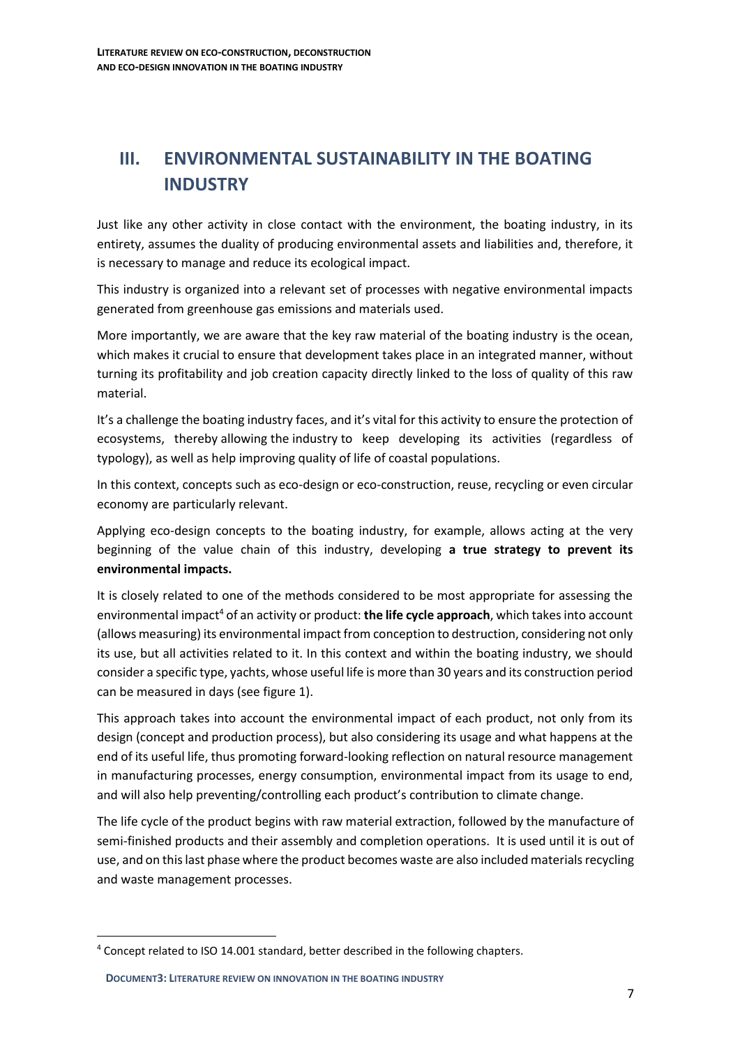# III. ENVIRONMENTAL SUSTAINABILITY IN THE BOATING INDUSTRY

Just like any other activity in close contact with the environment, the boating industry, in its entirety, assumes the duality of producing environmental assets and liabilities and, therefore, it is necessary to manage and reduce its ecological impact.

This industry is organized into a relevant set of processes with negative environmental impacts generated from greenhouse gas emissions and materials used.

More importantly, we are aware that the key raw material of the boating industry is the ocean, which makes it crucial to ensure that development takes place in an integrated manner, without turning its profitability and job creation capacity directly linked to the loss of quality of this raw material.

It's a challenge the boating industry faces, and it's vital for this activity to ensure the protection of ecosystems, thereby allowing the industry to keep developing its activities (regardless of typology), as well as help improving quality of life of coastal populations.

In this context, concepts such as eco-design or eco-construction, reuse, recycling or even circular economy are particularly relevant.

Applying eco-design concepts to the boating industry, for example, allows acting at the very beginning of the value chain of this industry, developing **a true strategy to prevent its environmental impacts.**

It is closely related to one of the methods considered to be most appropriate for assessing the environmental impact[4] of an activity or product: **the life cycle approach**, which takes into account (allows measuring) its environmental impact from conception to destruction, considering not only its use, but all activities related to it. In this context and within the boating industry, we should consider a specific type, yachts, whose useful life is more than 30 years and its construction period can be measured in days (see figure 1).

This approach takes into account the environmental impact of each product, not only from its design (concept and production process), but also considering its usage and what happens at the end of its useful life, thus promoting forward-looking reflection on natural resource management in manufacturing processes, energy consumption, environmental impact from its usage to end, and will also help preventing/controlling each product's contribution to climate change.

The life cycle of the product begins with raw material extraction, followed by the manufacture of semi-finished products and their assembly and completion operations. It is used until it is out of use, and on this last phase where the product becomes waste are also included materials recycling and waste management processes.

[4] Concept related to ISO 14.001 standard, better described in the following chapters.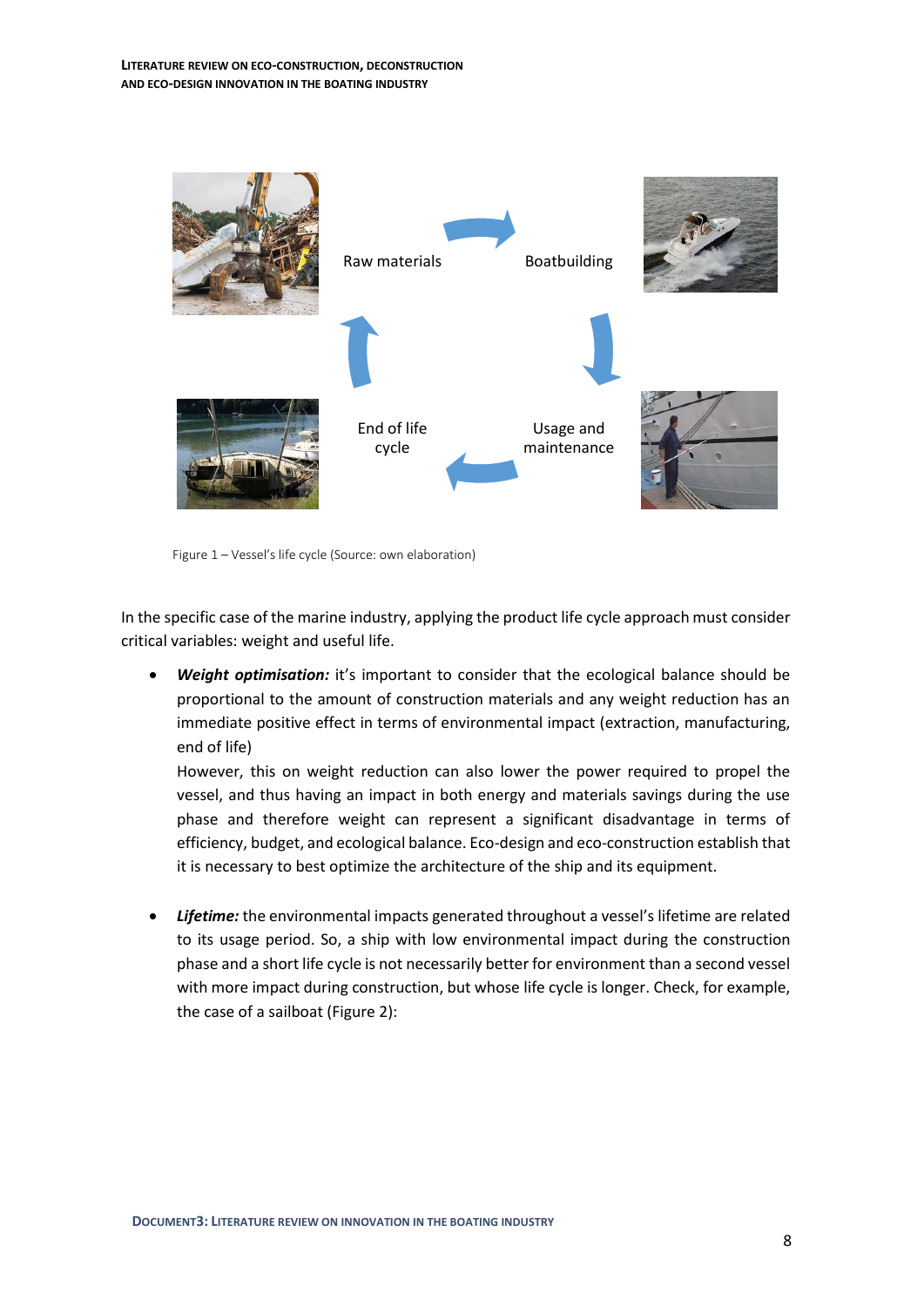Raw materials

Boatbuilding

Usage and maintenance

End of life cycle

Figure 1 – Vessel's life cycle (Source: own elaboration)

In the specific case of the marine industry, applying the product life cycle approach must consider critical variables: weight and useful life.

- ***Weight optimisation:*** it's important to consider that the ecological balance should be proportional to the amount of construction materials and any weight reduction has an immediate positive effect in terms of environmental impact (extraction, manufacturing, end of life)

  However, this on weight reduction can also lower the power required to propel the vessel, and thus having an impact in both energy and materials savings during the use phase and therefore weight can represent a significant disadvantage in terms of efficiency, budget, and ecological balance. Eco-design and eco-construction establish that it is necessary to best optimize the architecture of the ship and its equipment.

- ***Lifetime:*** the environmental impacts generated throughout a vessel's lifetime are related to its usage period. So, a ship with low environmental impact during the construction phase and a short life cycle is not necessarily better for environment than a second vessel with more impact during construction, but whose life cycle is longer. Check, for example, the case of a sailboat (Figure 2):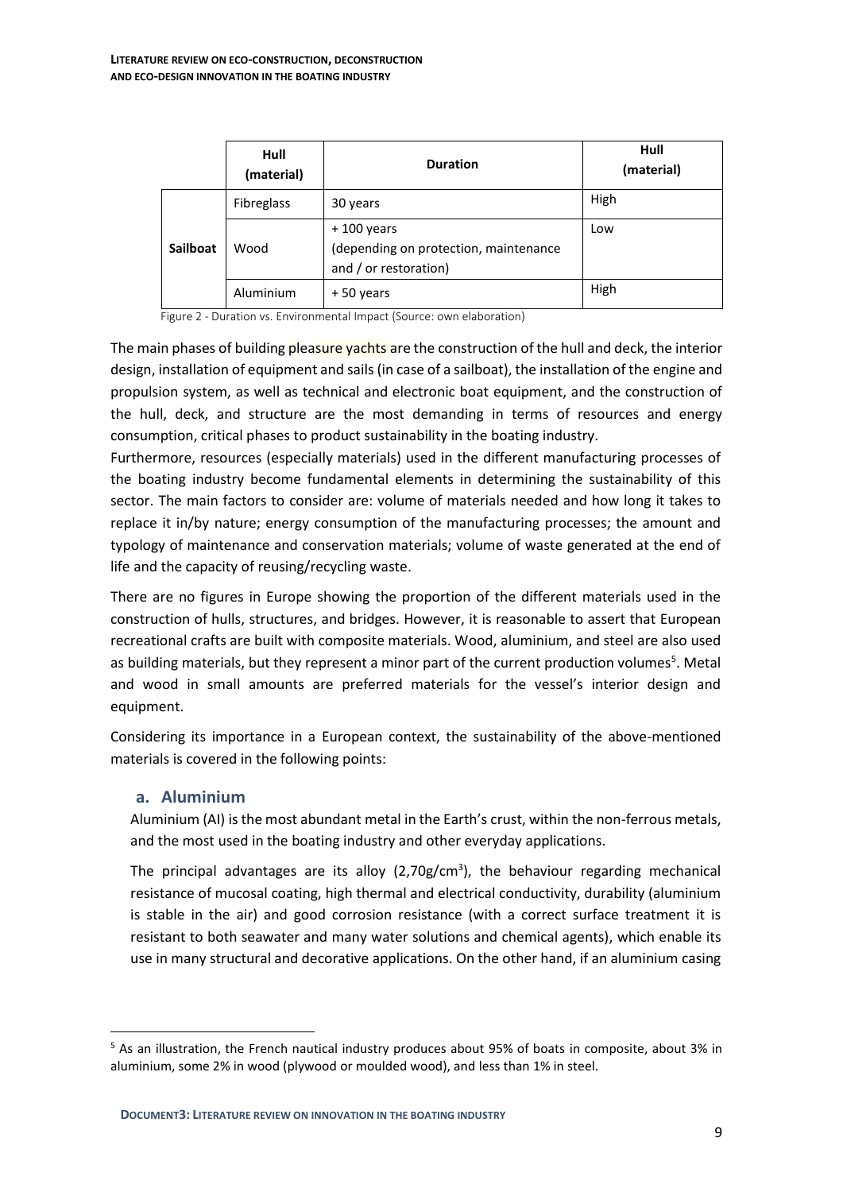| | Hull (material) | Duration | Hull (material) |
|---|---|---|---|
| Sailboat | Fibreglass | 30 years | High |
| | Wood | + 100 years (depending on protection, maintenance and / or restoration) | Low |
| | Aluminium | + 50 years | High |

Figure 2 - Duration vs. Environmental Impact (Source: own elaboration)

The main phases of building pleasure yachts are the construction of the hull and deck, the interior design, installation of equipment and sails (in case of a sailboat), the installation of the engine and propulsion system, as well as technical and electronic boat equipment, and the construction of the hull, deck, and structure are the most demanding in terms of resources and energy consumption, critical phases to product sustainability in the boating industry.

Furthermore, resources (especially materials) used in the different manufacturing processes of the boating industry become fundamental elements in determining the sustainability of this sector. The main factors to consider are: volume of materials needed and how long it takes to replace it in/by nature; energy consumption of the manufacturing processes; the amount and typology of maintenance and conservation materials; volume of waste generated at the end of life and the capacity of reusing/recycling waste.

There are no figures in Europe showing the proportion of the different materials used in the construction of hulls, structures, and bridges. However, it is reasonable to assert that European recreational crafts are built with composite materials. Wood, aluminium, and steel are also used as building materials, but they represent a minor part of the current production volumes[5]. Metal and wood in small amounts are preferred materials for the vessel's interior design and equipment.

Considering its importance in a European context, the sustainability of the above-mentioned materials is covered in the following points:

## a. Aluminium

Aluminium (AI) is the most abundant metal in the Earth's crust, within the non-ferrous metals, and the most used in the boating industry and other everyday applications.

The principal advantages are its alloy (2,70g/cm$^3$), the behaviour regarding mechanical resistance of mucosal coating, high thermal and electrical conductivity, durability (aluminium is stable in the air) and good corrosion resistance (with a correct surface treatment it is resistant to both seawater and many water solutions and chemical agents), which enable its use in many structural and decorative applications. On the other hand, if an aluminium casing

[5] As an illustration, the French nautical industry produces about 95% of boats in composite, about 3% in aluminium, some 2% in wood (plywood or moulded wood), and less than 1% in steel.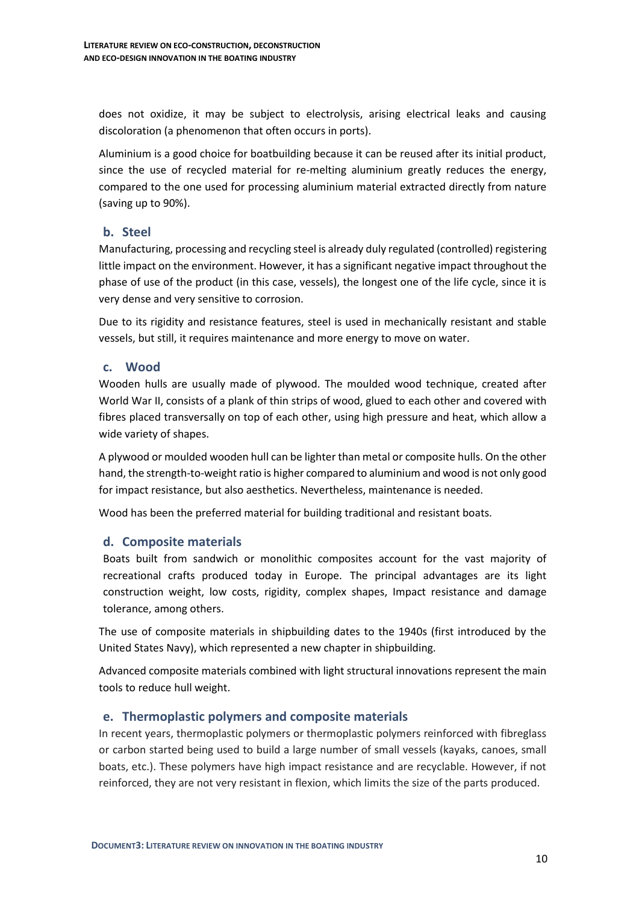does not oxidize, it may be subject to electrolysis, arising electrical leaks and causing discoloration (a phenomenon that often occurs in ports).

Aluminium is a good choice for boatbuilding because it can be reused after its initial product, since the use of recycled material for re-melting aluminium greatly reduces the energy, compared to the one used for processing aluminium material extracted directly from nature (saving up to 90%).

### b. Steel

Manufacturing, processing and recycling steel is already duly regulated (controlled) registering little impact on the environment. However, it has a significant negative impact throughout the phase of use of the product (in this case, vessels), the longest one of the life cycle, since it is very dense and very sensitive to corrosion.

Due to its rigidity and resistance features, steel is used in mechanically resistant and stable vessels, but still, it requires maintenance and more energy to move on water.

### c. Wood

Wooden hulls are usually made of plywood. The moulded wood technique, created after World War II, consists of a plank of thin strips of wood, glued to each other and covered with fibres placed transversally on top of each other, using high pressure and heat, which allow a wide variety of shapes.

A plywood or moulded wooden hull can be lighter than metal or composite hulls. On the other hand, the strength-to-weight ratio is higher compared to aluminium and wood is not only good for impact resistance, but also aesthetics. Nevertheless, maintenance is needed.

Wood has been the preferred material for building traditional and resistant boats.

### d. Composite materials

Boats built from sandwich or monolithic composites account for the vast majority of recreational crafts produced today in Europe. The principal advantages are its light construction weight, low costs, rigidity, complex shapes, Impact resistance and damage tolerance, among others.

The use of composite materials in shipbuilding dates to the 1940s (first introduced by the United States Navy), which represented a new chapter in shipbuilding.

Advanced composite materials combined with light structural innovations represent the main tools to reduce hull weight.

### e. Thermoplastic polymers and composite materials

In recent years, thermoplastic polymers or thermoplastic polymers reinforced with fibreglass or carbon started being used to build a large number of small vessels (kayaks, canoes, small boats, etc.). These polymers have high impact resistance and are recyclable. However, if not reinforced, they are not very resistant in flexion, which limits the size of the parts produced.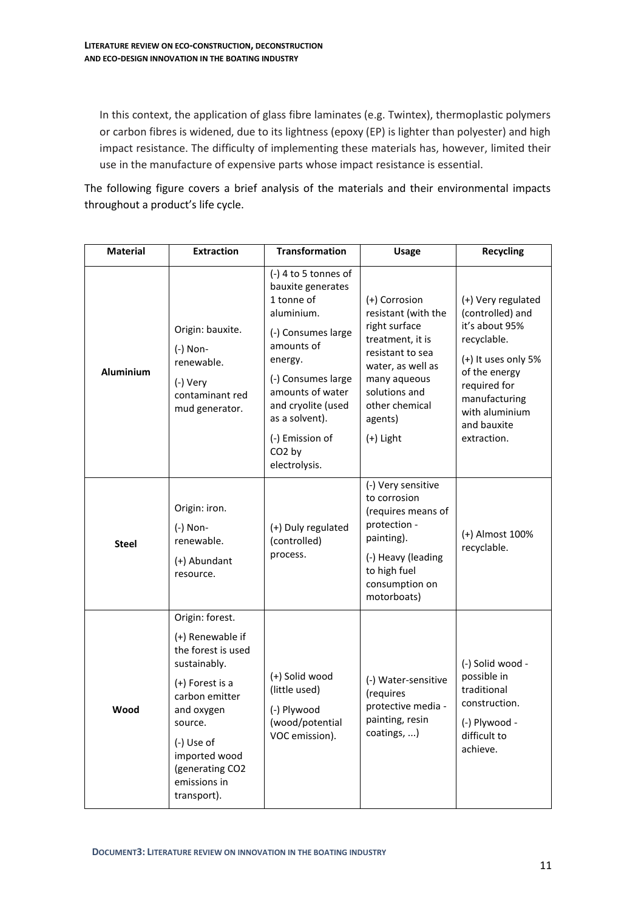In this context, the application of glass fibre laminates (e.g. Twintex), thermoplastic polymers or carbon fibres is widened, due to its lightness (epoxy (EP) is lighter than polyester) and high impact resistance. The difficulty of implementing these materials has, however, limited their use in the manufacture of expensive parts whose impact resistance is essential.

The following figure covers a brief analysis of the materials and their environmental impacts throughout a product's life cycle.

| Material | Extraction | Transformation | Usage | Recycling |
|---|---|---|---|---|
| **Aluminium** | Origin: bauxite.<br>(-) Non-renewable.<br>(-) Very contaminant red mud generator. | (-) 4 to 5 tonnes of bauxite generates 1 tonne of aluminium.<br>(-) Consumes large amounts of energy.<br>(-) Consumes large amounts of water and cryolite (used as a solvent).<br>(-) Emission of $CO_2$ by electrolysis. | (+) Corrosion resistant (with the right surface treatment, it is resistant to sea water, as well as many aqueous solutions and other chemical agents)<br>(+) Light | (+) Very regulated (controlled) and it's about 95% recyclable.<br>(+) It uses only 5% of the energy required for manufacturing with aluminium and bauxite extraction. |
| **Steel** | Origin: iron.<br>(-) Non-renewable.<br>(+) Abundant resource. | (+) Duly regulated (controlled) process. | (-) Very sensitive to corrosion (requires means of protection - painting).<br>(-) Heavy (leading to high fuel consumption on motorboats) | (+) Almost 100% recyclable. |
| **Wood** | Origin: forest.<br>(+) Renewable if the forest is used sustainably.<br>(+) Forest is a carbon emitter and oxygen source.<br>(-) Use of imported wood (generating $CO_2$ emissions in transport). | (+) Solid wood (little used)<br>(-) Plywood (wood/potential VOC emission). | (-) Water-sensitive (requires protective media - painting, resin coatings, ...) | (-) Solid wood - possible in traditional construction.<br>(-) Plywood - difficult to achieve. |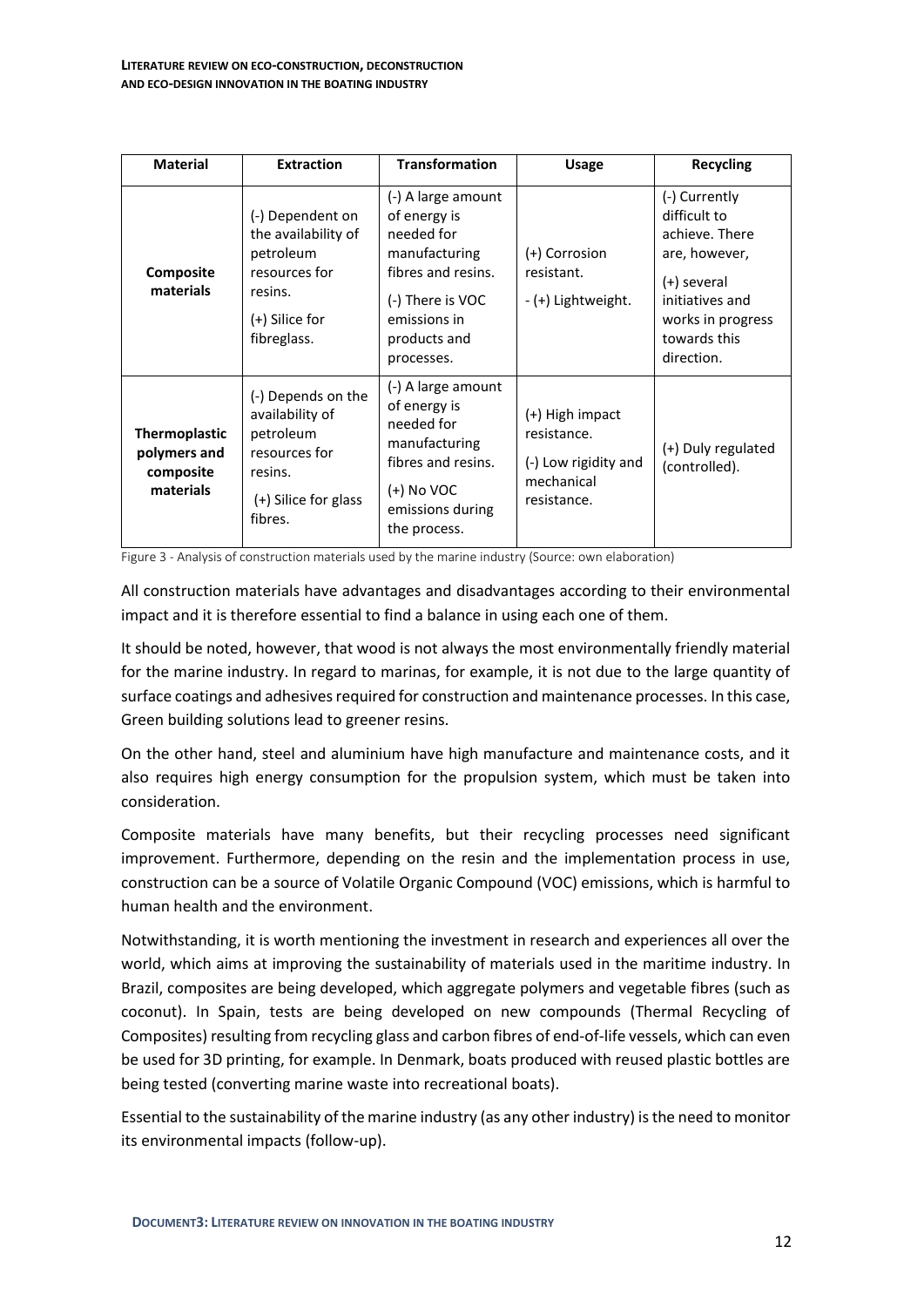| Material | Extraction | Transformation | Usage | Recycling |
|---|---|---|---|---|
| **Composite materials** | (-) Dependent on the availability of petroleum resources for resins.<br>(+) Silice for fibreglass. | (-) A large amount of energy is needed for manufacturing fibres and resins.<br>(-) There is VOC emissions in products and processes. | (+) Corrosion resistant.<br>- (+) Lightweight. | (-) Currently difficult to achieve. There are, however,<br>(+) several initiatives and works in progress towards this direction. |
| **Thermoplastic polymers and composite materials** | (-) Depends on the availability of petroleum resources for resins.<br>(+) Silice for glass fibres. | (-) A large amount of energy is needed for manufacturing fibres and resins.<br>(+) No VOC emissions during the process. | (+) High impact resistance.<br>(-) Low rigidity and mechanical resistance. | (+) Duly regulated (controlled). |

Figure 3 - Analysis of construction materials used by the marine industry (Source: own elaboration)

All construction materials have advantages and disadvantages according to their environmental impact and it is therefore essential to find a balance in using each one of them.

It should be noted, however, that wood is not always the most environmentally friendly material for the marine industry. In regard to marinas, for example, it is not due to the large quantity of surface coatings and adhesives required for construction and maintenance processes. In this case, Green building solutions lead to greener resins.

On the other hand, steel and aluminium have high manufacture and maintenance costs, and it also requires high energy consumption for the propulsion system, which must be taken into consideration.

Composite materials have many benefits, but their recycling processes need significant improvement. Furthermore, depending on the resin and the implementation process in use, construction can be a source of Volatile Organic Compound (VOC) emissions, which is harmful to human health and the environment.

Notwithstanding, it is worth mentioning the investment in research and experiences all over the world, which aims at improving the sustainability of materials used in the maritime industry. In Brazil, composites are being developed, which aggregate polymers and vegetable fibres (such as coconut). In Spain, tests are being developed on new compounds (Thermal Recycling of Composites) resulting from recycling glass and carbon fibres of end-of-life vessels, which can even be used for 3D printing, for example. In Denmark, boats produced with reused plastic bottles are being tested (converting marine waste into recreational boats).

Essential to the sustainability of the marine industry (as any other industry) is the need to monitor its environmental impacts (follow-up).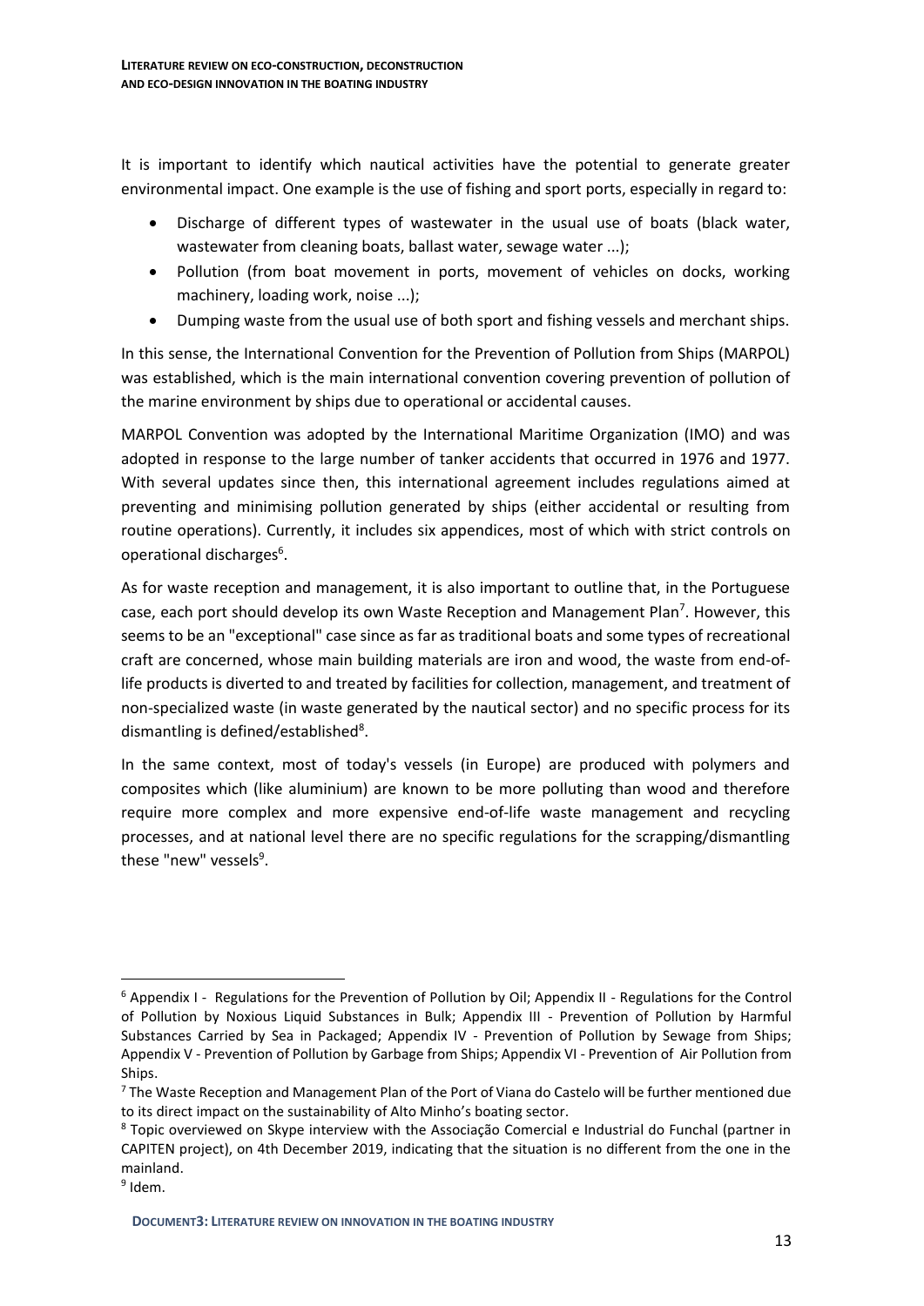It is important to identify which nautical activities have the potential to generate greater environmental impact. One example is the use of fishing and sport ports, especially in regard to:

- Discharge of different types of wastewater in the usual use of boats (black water, wastewater from cleaning boats, ballast water, sewage water ...);
- Pollution (from boat movement in ports, movement of vehicles on docks, working machinery, loading work, noise ...);
- Dumping waste from the usual use of both sport and fishing vessels and merchant ships.

In this sense, the International Convention for the Prevention of Pollution from Ships (MARPOL) was established, which is the main international convention covering prevention of pollution of the marine environment by ships due to operational or accidental causes.

MARPOL Convention was adopted by the International Maritime Organization (IMO) and was adopted in response to the large number of tanker accidents that occurred in 1976 and 1977. With several updates since then, this international agreement includes regulations aimed at preventing and minimising pollution generated by ships (either accidental or resulting from routine operations). Currently, it includes six appendices, most of which with strict controls on operational discharges[6].

As for waste reception and management, it is also important to outline that, in the Portuguese case, each port should develop its own Waste Reception and Management Plan[7]. However, this seems to be an "exceptional" case since as far as traditional boats and some types of recreational craft are concerned, whose main building materials are iron and wood, the waste from end-of-life products is diverted to and treated by facilities for collection, management, and treatment of non-specialized waste (in waste generated by the nautical sector) and no specific process for its dismantling is defined/established[8].

In the same context, most of today's vessels (in Europe) are produced with polymers and composites which (like aluminium) are known to be more polluting than wood and therefore require more complex and more expensive end-of-life waste management and recycling processes, and at national level there are no specific regulations for the scrapping/dismantling these "new" vessels[9].

---

[6] Appendix I - Regulations for the Prevention of Pollution by Oil; Appendix II - Regulations for the Control of Pollution by Noxious Liquid Substances in Bulk; Appendix III - Prevention of Pollution by Harmful Substances Carried by Sea in Packaged; Appendix IV - Prevention of Pollution by Sewage from Ships; Appendix V - Prevention of Pollution by Garbage from Ships; Appendix VI - Prevention of Air Pollution from Ships.

[7] The Waste Reception and Management Plan of the Port of Viana do Castelo will be further mentioned due to its direct impact on the sustainability of Alto Minho's boating sector.

[8] Topic overviewed on Skype interview with the Associação Comercial e Industrial do Funchal (partner in CAPITEN project), on 4th December 2019, indicating that the situation is no different from the one in the mainland.

[9] Idem.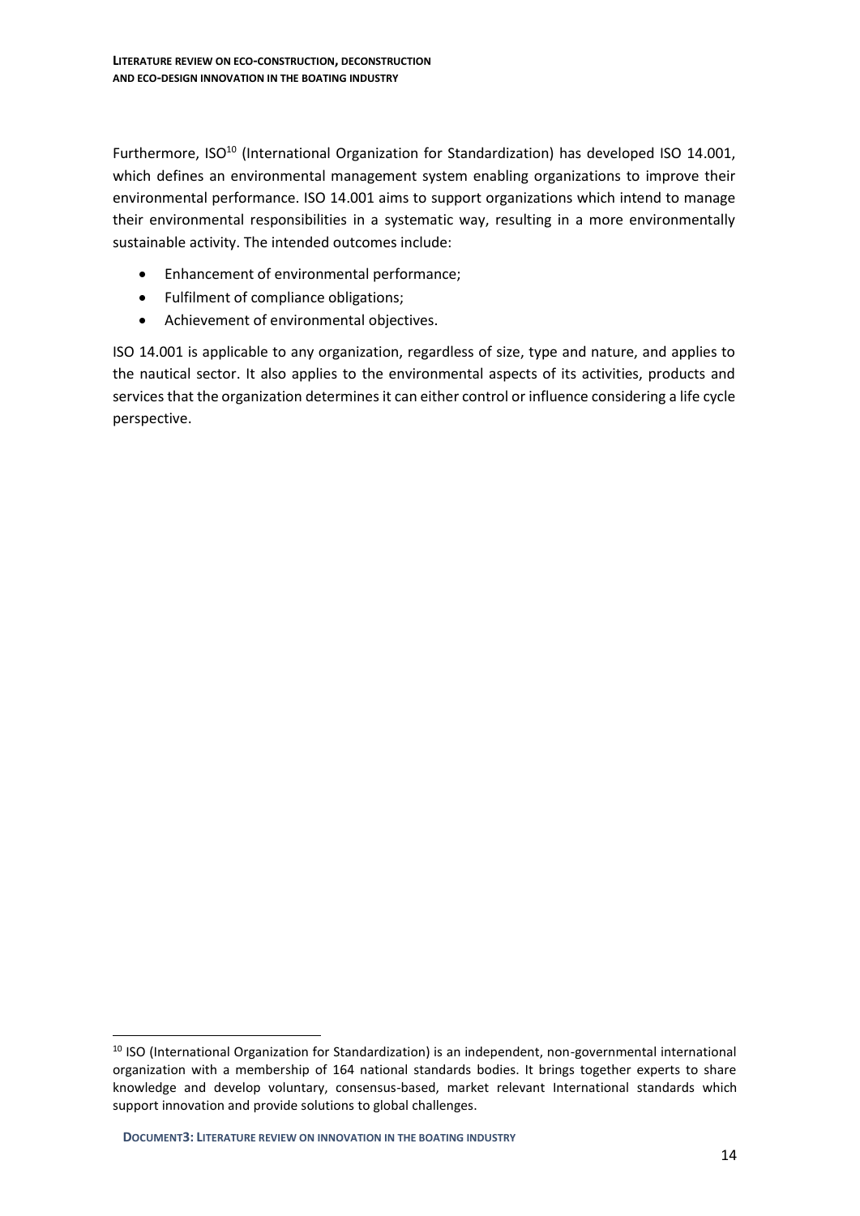Furthermore, ISO[10] (International Organization for Standardization) has developed ISO 14.001, which defines an environmental management system enabling organizations to improve their environmental performance. ISO 14.001 aims to support organizations which intend to manage their environmental responsibilities in a systematic way, resulting in a more environmentally sustainable activity. The intended outcomes include:

- Enhancement of environmental performance;
- Fulfilment of compliance obligations;
- Achievement of environmental objectives.

ISO 14.001 is applicable to any organization, regardless of size, type and nature, and applies to the nautical sector. It also applies to the environmental aspects of its activities, products and services that the organization determines it can either control or influence considering a life cycle perspective.

[10] ISO (International Organization for Standardization) is an independent, non-governmental international organization with a membership of 164 national standards bodies. It brings together experts to share knowledge and develop voluntary, consensus-based, market relevant International standards which support innovation and provide solutions to global challenges.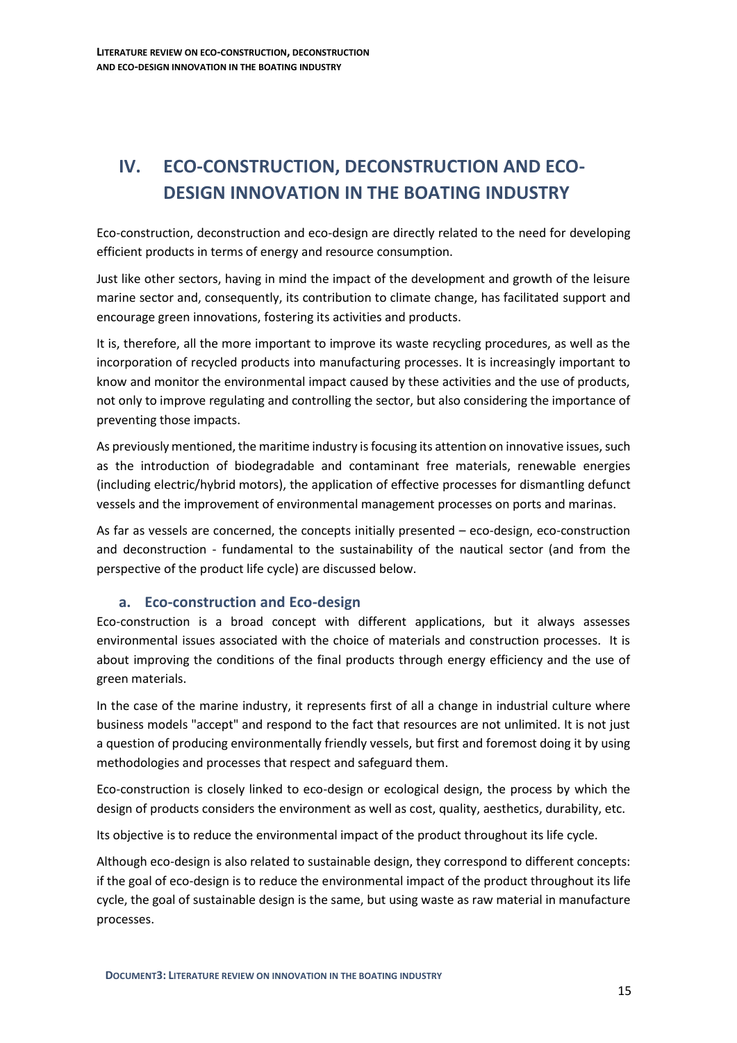# IV. ECO-CONSTRUCTION, DECONSTRUCTION AND ECO-DESIGN INNOVATION IN THE BOATING INDUSTRY

Eco-construction, deconstruction and eco-design are directly related to the need for developing efficient products in terms of energy and resource consumption.

Just like other sectors, having in mind the impact of the development and growth of the leisure marine sector and, consequently, its contribution to climate change, has facilitated support and encourage green innovations, fostering its activities and products.

It is, therefore, all the more important to improve its waste recycling procedures, as well as the incorporation of recycled products into manufacturing processes. It is increasingly important to know and monitor the environmental impact caused by these activities and the use of products, not only to improve regulating and controlling the sector, but also considering the importance of preventing those impacts.

As previously mentioned, the maritime industry is focusing its attention on innovative issues, such as the introduction of biodegradable and contaminant free materials, renewable energies (including electric/hybrid motors), the application of effective processes for dismantling defunct vessels and the improvement of environmental management processes on ports and marinas.

As far as vessels are concerned, the concepts initially presented – eco-design, eco-construction and deconstruction - fundamental to the sustainability of the nautical sector (and from the perspective of the product life cycle) are discussed below.

## a. Eco-construction and Eco-design

Eco-construction is a broad concept with different applications, but it always assesses environmental issues associated with the choice of materials and construction processes. It is about improving the conditions of the final products through energy efficiency and the use of green materials.

In the case of the marine industry, it represents first of all a change in industrial culture where business models "accept" and respond to the fact that resources are not unlimited. It is not just a question of producing environmentally friendly vessels, but first and foremost doing it by using methodologies and processes that respect and safeguard them.

Eco-construction is closely linked to eco-design or ecological design, the process by which the design of products considers the environment as well as cost, quality, aesthetics, durability, etc.

Its objective is to reduce the environmental impact of the product throughout its life cycle.

Although eco-design is also related to sustainable design, they correspond to different concepts: if the goal of eco-design is to reduce the environmental impact of the product throughout its life cycle, the goal of sustainable design is the same, but using waste as raw material in manufacture processes.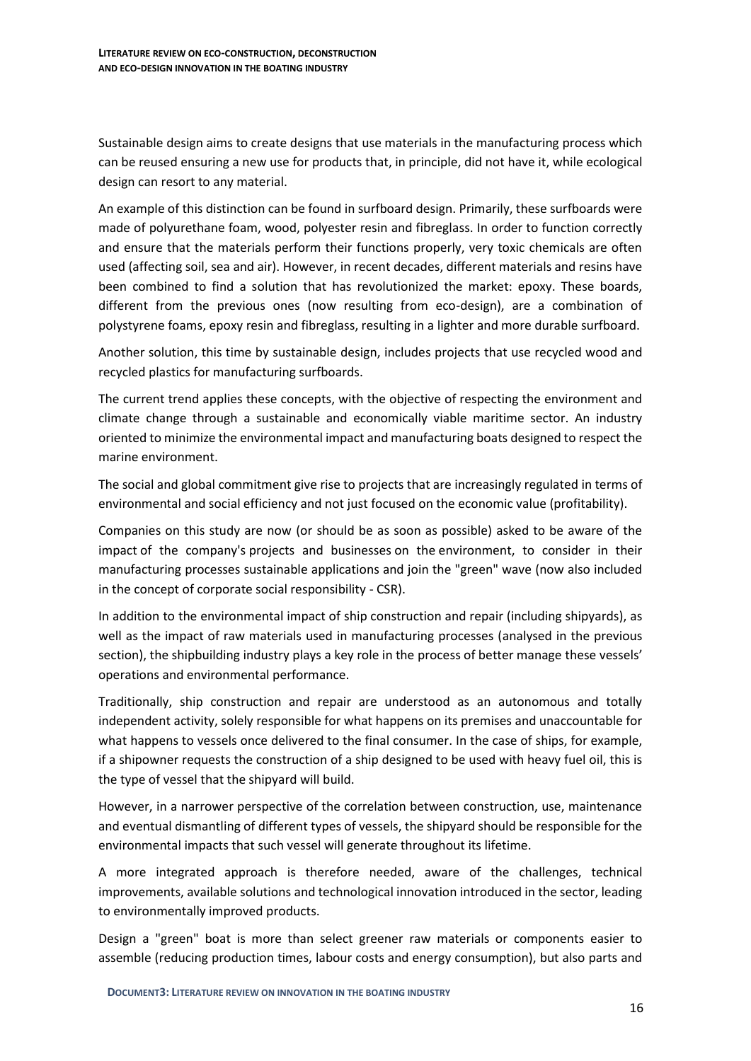Sustainable design aims to create designs that use materials in the manufacturing process which can be reused ensuring a new use for products that, in principle, did not have it, while ecological design can resort to any material.

An example of this distinction can be found in surfboard design. Primarily, these surfboards were made of polyurethane foam, wood, polyester resin and fibreglass. In order to function correctly and ensure that the materials perform their functions properly, very toxic chemicals are often used (affecting soil, sea and air). However, in recent decades, different materials and resins have been combined to find a solution that has revolutionized the market: epoxy. These boards, different from the previous ones (now resulting from eco-design), are a combination of polystyrene foams, epoxy resin and fibreglass, resulting in a lighter and more durable surfboard.

Another solution, this time by sustainable design, includes projects that use recycled wood and recycled plastics for manufacturing surfboards.

The current trend applies these concepts, with the objective of respecting the environment and climate change through a sustainable and economically viable maritime sector. An industry oriented to minimize the environmental impact and manufacturing boats designed to respect the marine environment.

The social and global commitment give rise to projects that are increasingly regulated in terms of environmental and social efficiency and not just focused on the economic value (profitability).

Companies on this study are now (or should be as soon as possible) asked to be aware of the impact of the company's projects and businesses on the environment, to consider in their manufacturing processes sustainable applications and join the "green" wave (now also included in the concept of corporate social responsibility - CSR).

In addition to the environmental impact of ship construction and repair (including shipyards), as well as the impact of raw materials used in manufacturing processes (analysed in the previous section), the shipbuilding industry plays a key role in the process of better manage these vessels' operations and environmental performance.

Traditionally, ship construction and repair are understood as an autonomous and totally independent activity, solely responsible for what happens on its premises and unaccountable for what happens to vessels once delivered to the final consumer. In the case of ships, for example, if a shipowner requests the construction of a ship designed to be used with heavy fuel oil, this is the type of vessel that the shipyard will build.

However, in a narrower perspective of the correlation between construction, use, maintenance and eventual dismantling of different types of vessels, the shipyard should be responsible for the environmental impacts that such vessel will generate throughout its lifetime.

A more integrated approach is therefore needed, aware of the challenges, technical improvements, available solutions and technological innovation introduced in the sector, leading to environmentally improved products.

Design a "green" boat is more than select greener raw materials or components easier to assemble (reducing production times, labour costs and energy consumption), but also parts and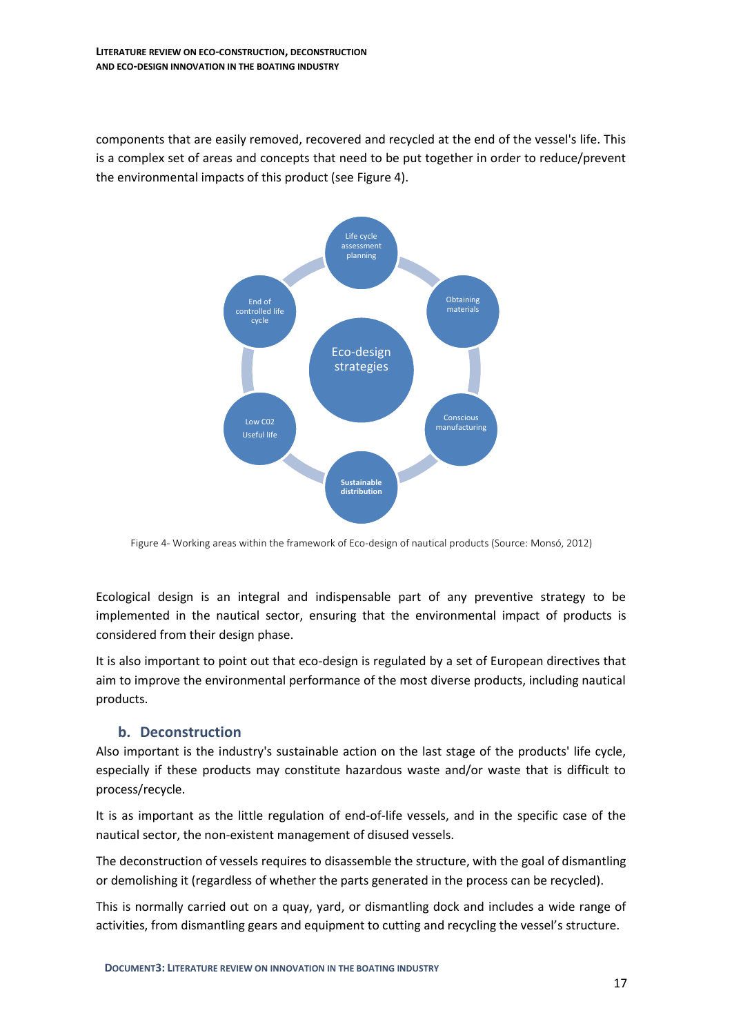components that are easily removed, recovered and recycled at the end of the vessel's life. This is a complex set of areas and concepts that need to be put together in order to reduce/prevent the environmental impacts of this product (see Figure 4).

Figure 4- Working areas within the framework of Eco-design of nautical products (Source: Monsó, 2012)

Ecological design is an integral and indispensable part of any preventive strategy to be implemented in the nautical sector, ensuring that the environmental impact of products is considered from their design phase.

It is also important to point out that eco-design is regulated by a set of European directives that aim to improve the environmental performance of the most diverse products, including nautical products.

## b. Deconstruction

Also important is the industry's sustainable action on the last stage of the products' life cycle, especially if these products may constitute hazardous waste and/or waste that is difficult to process/recycle.

It is as important as the little regulation of end-of-life vessels, and in the specific case of the nautical sector, the non-existent management of disused vessels.

The deconstruction of vessels requires to disassemble the structure, with the goal of dismantling or demolishing it (regardless of whether the parts generated in the process can be recycled).

This is normally carried out on a quay, yard, or dismantling dock and includes a wide range of activities, from dismantling gears and equipment to cutting and recycling the vessel's structure.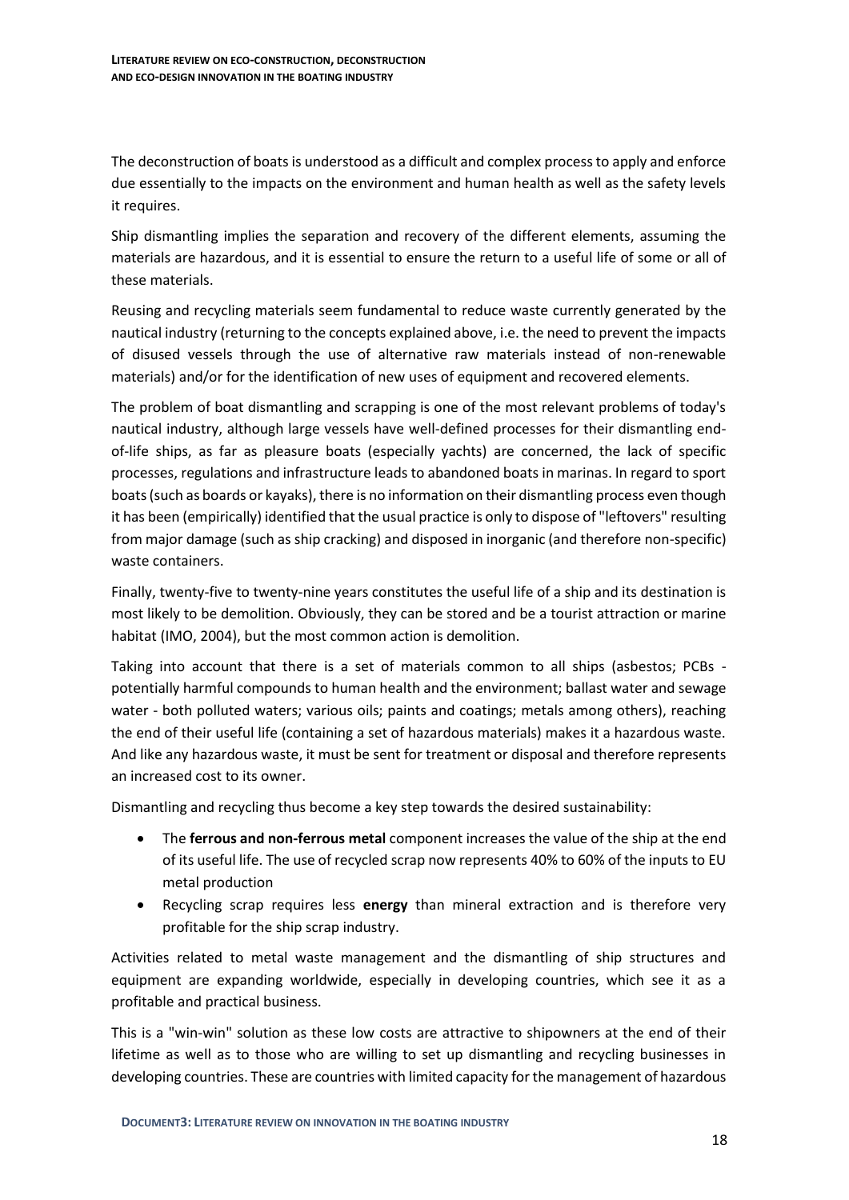The deconstruction of boats is understood as a difficult and complex process to apply and enforce due essentially to the impacts on the environment and human health as well as the safety levels it requires.

Ship dismantling implies the separation and recovery of the different elements, assuming the materials are hazardous, and it is essential to ensure the return to a useful life of some or all of these materials.

Reusing and recycling materials seem fundamental to reduce waste currently generated by the nautical industry (returning to the concepts explained above, i.e. the need to prevent the impacts of disused vessels through the use of alternative raw materials instead of non-renewable materials) and/or for the identification of new uses of equipment and recovered elements.

The problem of boat dismantling and scrapping is one of the most relevant problems of today's nautical industry, although large vessels have well-defined processes for their dismantling end-of-life ships, as far as pleasure boats (especially yachts) are concerned, the lack of specific processes, regulations and infrastructure leads to abandoned boats in marinas. In regard to sport boats (such as boards or kayaks), there is no information on their dismantling process even though it has been (empirically) identified that the usual practice is only to dispose of "leftovers" resulting from major damage (such as ship cracking) and disposed in inorganic (and therefore non-specific) waste containers.

Finally, twenty-five to twenty-nine years constitutes the useful life of a ship and its destination is most likely to be demolition. Obviously, they can be stored and be a tourist attraction or marine habitat (IMO, 2004), but the most common action is demolition.

Taking into account that there is a set of materials common to all ships (asbestos; PCBs - potentially harmful compounds to human health and the environment; ballast water and sewage water - both polluted waters; various oils; paints and coatings; metals among others), reaching the end of their useful life (containing a set of hazardous materials) makes it a hazardous waste. And like any hazardous waste, it must be sent for treatment or disposal and therefore represents an increased cost to its owner.

Dismantling and recycling thus become a key step towards the desired sustainability:

- The **ferrous and non-ferrous metal** component increases the value of the ship at the end of its useful life. The use of recycled scrap now represents 40% to 60% of the inputs to EU metal production
- Recycling scrap requires less **energy** than mineral extraction and is therefore very profitable for the ship scrap industry.

Activities related to metal waste management and the dismantling of ship structures and equipment are expanding worldwide, especially in developing countries, which see it as a profitable and practical business.

This is a "win-win" solution as these low costs are attractive to shipowners at the end of their lifetime as well as to those who are willing to set up dismantling and recycling businesses in developing countries. These are countries with limited capacity for the management of hazardous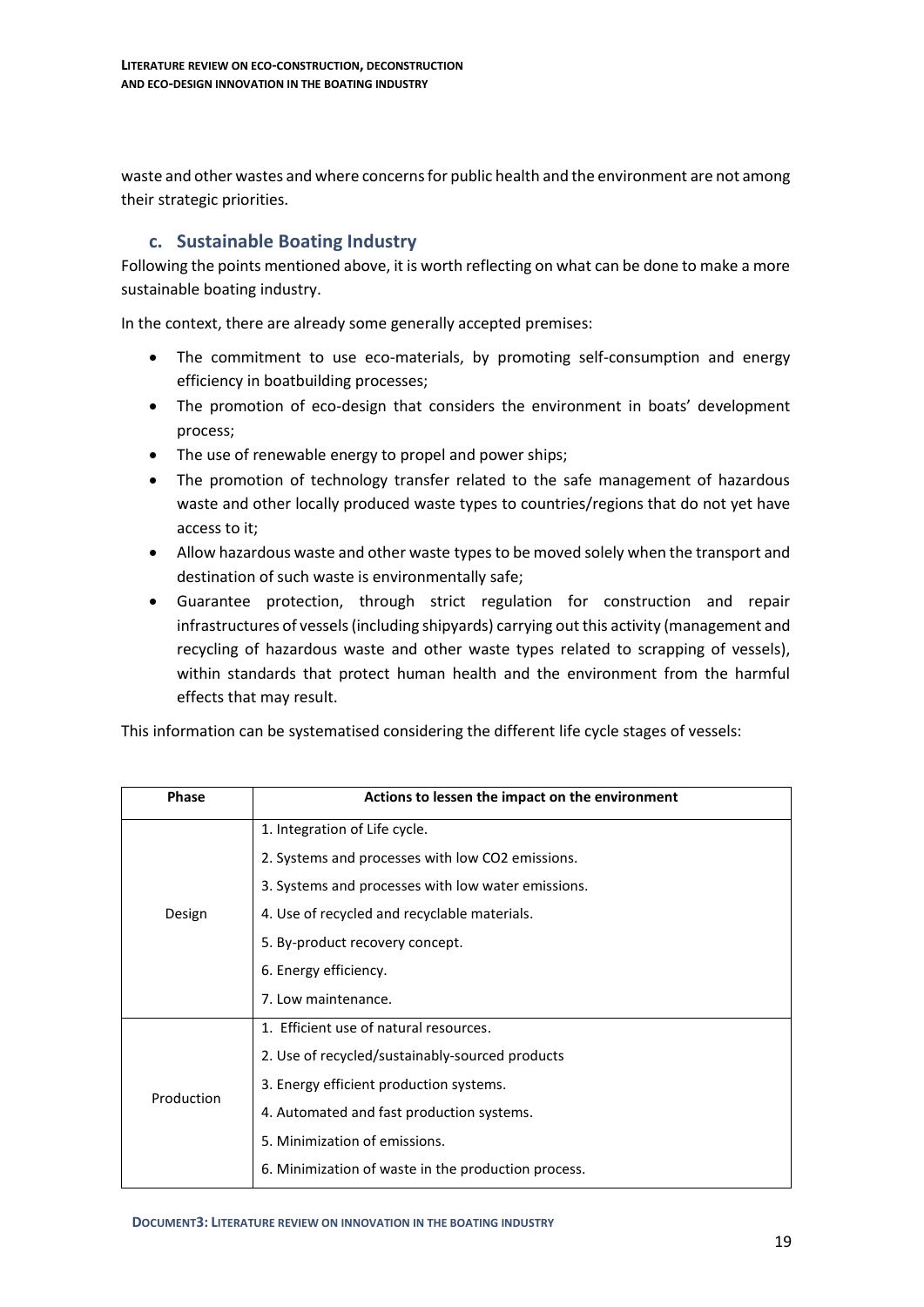waste and other wastes and where concerns for public health and the environment are not among their strategic priorities.

### c. Sustainable Boating Industry

Following the points mentioned above, it is worth reflecting on what can be done to make a more sustainable boating industry.

In the context, there are already some generally accepted premises:

- The commitment to use eco-materials, by promoting self-consumption and energy efficiency in boatbuilding processes;
- The promotion of eco-design that considers the environment in boats' development process;
- The use of renewable energy to propel and power ships;
- The promotion of technology transfer related to the safe management of hazardous waste and other locally produced waste types to countries/regions that do not yet have access to it;
- Allow hazardous waste and other waste types to be moved solely when the transport and destination of such waste is environmentally safe;
- Guarantee protection, through strict regulation for construction and repair infrastructures of vessels (including shipyards) carrying out this activity (management and recycling of hazardous waste and other waste types related to scrapping of vessels), within standards that protect human health and the environment from the harmful effects that may result.

This information can be systematised considering the different life cycle stages of vessels:

| Phase | Actions to lessen the impact on the environment |
|---|---|
| Design | 1. Integration of Life cycle.<br>2. Systems and processes with low $CO_2$ emissions.<br>3. Systems and processes with low water emissions.<br>4. Use of recycled and recyclable materials.<br>5. By-product recovery concept.<br>6. Energy efficiency.<br>7. Low maintenance. |
| Production | 1. Efficient use of natural resources.<br>2. Use of recycled/sustainably-sourced products<br>3. Energy efficient production systems.<br>4. Automated and fast production systems.<br>5. Minimization of emissions.<br>6. Minimization of waste in the production process. |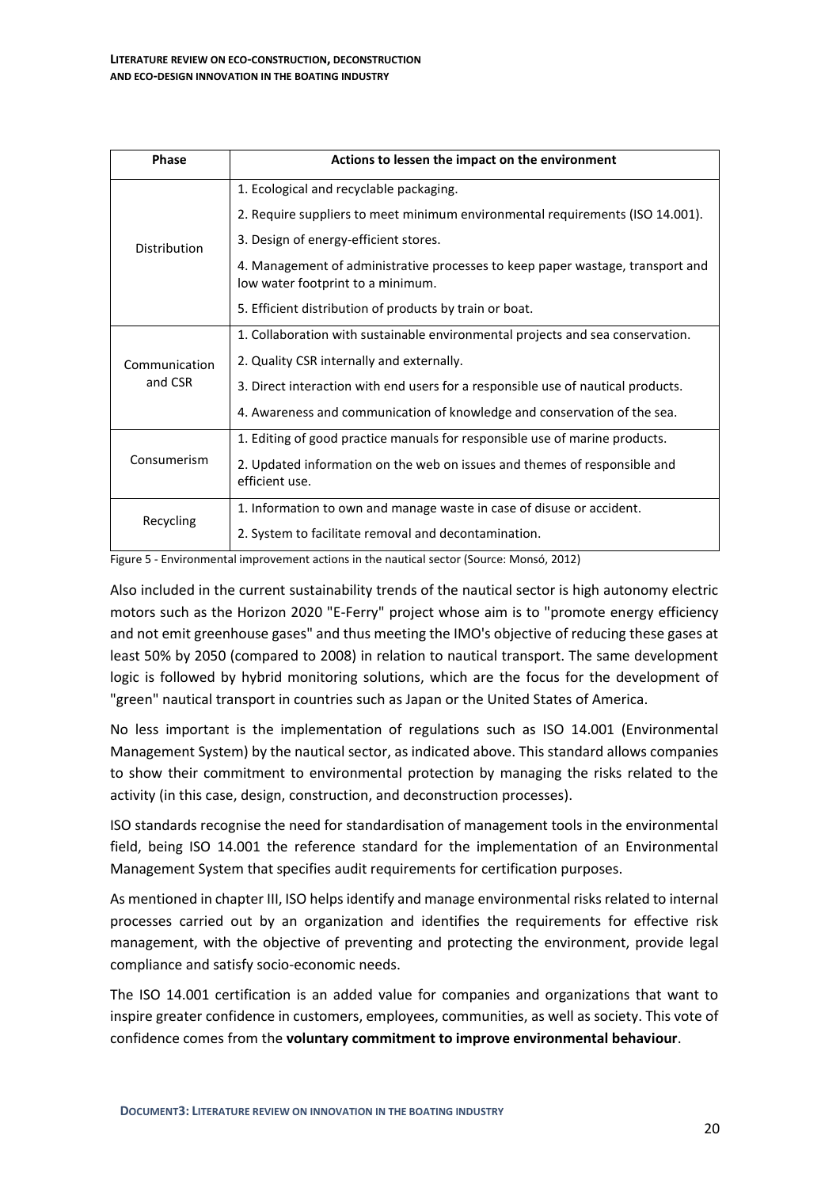| Phase | Actions to lessen the impact on the environment |
|---|---|
| Distribution | 1. Ecological and recyclable packaging.<br>2. Require suppliers to meet minimum environmental requirements (ISO 14.001).<br>3. Design of energy-efficient stores.<br>4. Management of administrative processes to keep paper wastage, transport and low water footprint to a minimum.<br>5. Efficient distribution of products by train or boat. |
| Communication and CSR | 1. Collaboration with sustainable environmental projects and sea conservation.<br>2. Quality CSR internally and externally.<br>3. Direct interaction with end users for a responsible use of nautical products.<br>4. Awareness and communication of knowledge and conservation of the sea. |
| Consumerism | 1. Editing of good practice manuals for responsible use of marine products.<br>2. Updated information on the web on issues and themes of responsible and efficient use. |
| Recycling | 1. Information to own and manage waste in case of disuse or accident.<br>2. System to facilitate removal and decontamination. |

Figure 5 - Environmental improvement actions in the nautical sector (Source: Monsó, 2012)

Also included in the current sustainability trends of the nautical sector is high autonomy electric motors such as the Horizon 2020 "E-Ferry" project whose aim is to "promote energy efficiency and not emit greenhouse gases" and thus meeting the IMO's objective of reducing these gases at least 50% by 2050 (compared to 2008) in relation to nautical transport. The same development logic is followed by hybrid monitoring solutions, which are the focus for the development of "green" nautical transport in countries such as Japan or the United States of America.

No less important is the implementation of regulations such as ISO 14.001 (Environmental Management System) by the nautical sector, as indicated above. This standard allows companies to show their commitment to environmental protection by managing the risks related to the activity (in this case, design, construction, and deconstruction processes).

ISO standards recognise the need for standardisation of management tools in the environmental field, being ISO 14.001 the reference standard for the implementation of an Environmental Management System that specifies audit requirements for certification purposes.

As mentioned in chapter III, ISO helps identify and manage environmental risks related to internal processes carried out by an organization and identifies the requirements for effective risk management, with the objective of preventing and protecting the environment, provide legal compliance and satisfy socio-economic needs.

The ISO 14.001 certification is an added value for companies and organizations that want to inspire greater confidence in customers, employees, communities, as well as society. This vote of confidence comes from the **voluntary commitment to improve environmental behaviour**.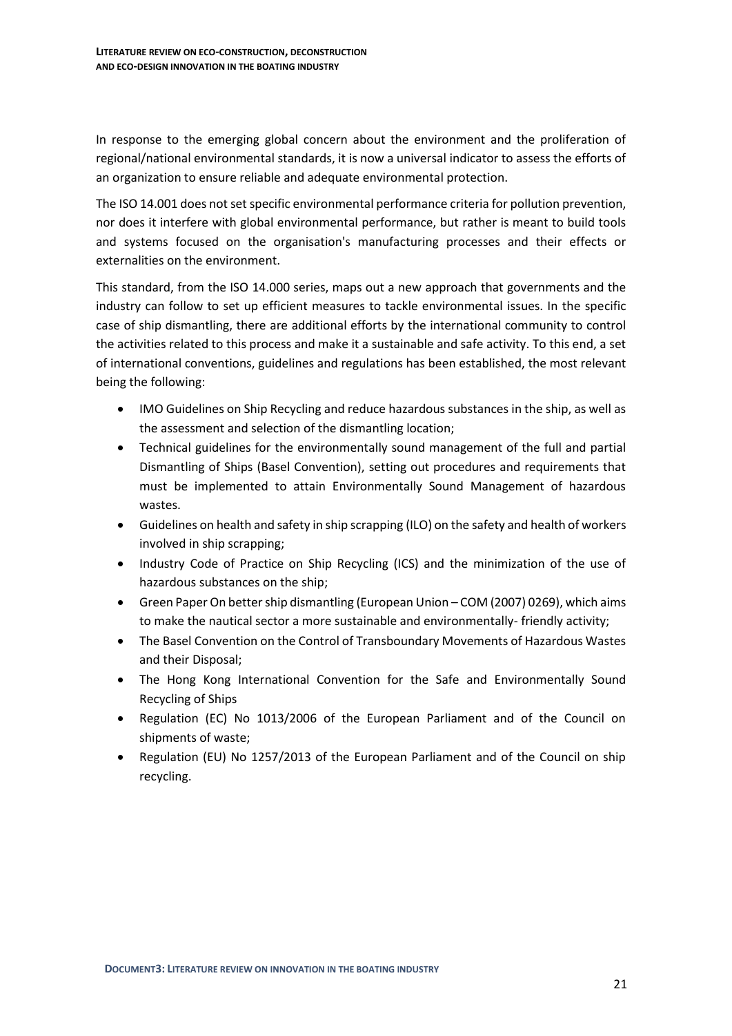In response to the emerging global concern about the environment and the proliferation of regional/national environmental standards, it is now a universal indicator to assess the efforts of an organization to ensure reliable and adequate environmental protection.

The ISO 14.001 does not set specific environmental performance criteria for pollution prevention, nor does it interfere with global environmental performance, but rather is meant to build tools and systems focused on the organisation's manufacturing processes and their effects or externalities on the environment.

This standard, from the ISO 14.000 series, maps out a new approach that governments and the industry can follow to set up efficient measures to tackle environmental issues. In the specific case of ship dismantling, there are additional efforts by the international community to control the activities related to this process and make it a sustainable and safe activity. To this end, a set of international conventions, guidelines and regulations has been established, the most relevant being the following:

- IMO Guidelines on Ship Recycling and reduce hazardous substances in the ship, as well as the assessment and selection of the dismantling location;
- Technical guidelines for the environmentally sound management of the full and partial Dismantling of Ships (Basel Convention), setting out procedures and requirements that must be implemented to attain Environmentally Sound Management of hazardous wastes.
- Guidelines on health and safety in ship scrapping (ILO) on the safety and health of workers involved in ship scrapping;
- Industry Code of Practice on Ship Recycling (ICS) and the minimization of the use of hazardous substances on the ship;
- Green Paper On better ship dismantling (European Union – COM (2007) 0269), which aims to make the nautical sector a more sustainable and environmentally- friendly activity;
- The Basel Convention on the Control of Transboundary Movements of Hazardous Wastes and their Disposal;
- The Hong Kong International Convention for the Safe and Environmentally Sound Recycling of Ships
- Regulation (EC) No 1013/2006 of the European Parliament and of the Council on shipments of waste;
- Regulation (EU) No 1257/2013 of the European Parliament and of the Council on ship recycling.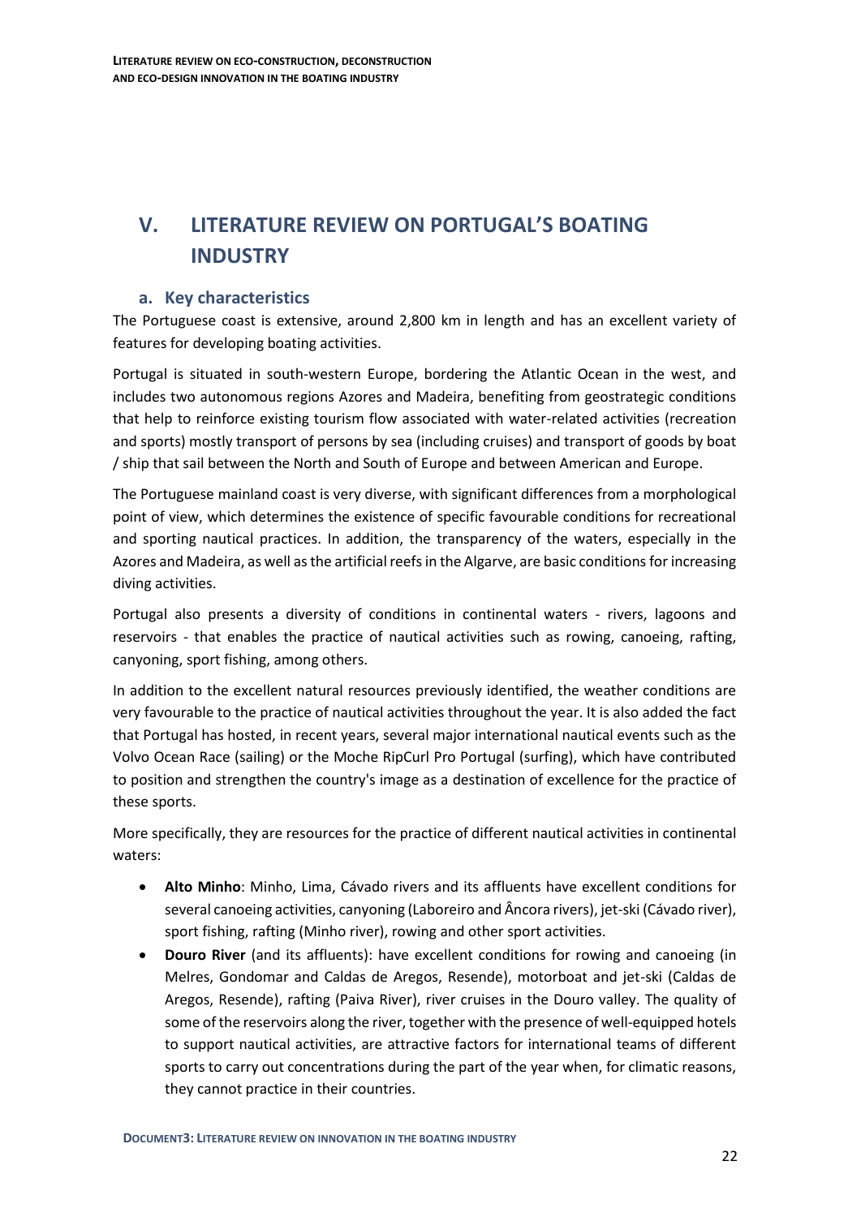# V. LITERATURE REVIEW ON PORTUGAL'S BOATING INDUSTRY

## a. Key characteristics

The Portuguese coast is extensive, around 2,800 km in length and has an excellent variety of features for developing boating activities.

Portugal is situated in south-western Europe, bordering the Atlantic Ocean in the west, and includes two autonomous regions Azores and Madeira, benefiting from geostrategic conditions that help to reinforce existing tourism flow associated with water-related activities (recreation and sports) mostly transport of persons by sea (including cruises) and transport of goods by boat / ship that sail between the North and South of Europe and between American and Europe.

The Portuguese mainland coast is very diverse, with significant differences from a morphological point of view, which determines the existence of specific favourable conditions for recreational and sporting nautical practices. In addition, the transparency of the waters, especially in the Azores and Madeira, as well as the artificial reefs in the Algarve, are basic conditions for increasing diving activities.

Portugal also presents a diversity of conditions in continental waters - rivers, lagoons and reservoirs - that enables the practice of nautical activities such as rowing, canoeing, rafting, canyoning, sport fishing, among others.

In addition to the excellent natural resources previously identified, the weather conditions are very favourable to the practice of nautical activities throughout the year. It is also added the fact that Portugal has hosted, in recent years, several major international nautical events such as the Volvo Ocean Race (sailing) or the Moche RipCurl Pro Portugal (surfing), which have contributed to position and strengthen the country's image as a destination of excellence for the practice of these sports.

More specifically, they are resources for the practice of different nautical activities in continental waters:

- **Alto Minho**: Minho, Lima, Cávado rivers and its affluents have excellent conditions for several canoeing activities, canyoning (Laboreiro and Âncora rivers), jet-ski (Cávado river), sport fishing, rafting (Minho river), rowing and other sport activities.
- **Douro River** (and its affluents): have excellent conditions for rowing and canoeing (in Melres, Gondomar and Caldas de Aregos, Resende), motorboat and jet-ski (Caldas de Aregos, Resende), rafting (Paiva River), river cruises in the Douro valley. The quality of some of the reservoirs along the river, together with the presence of well-equipped hotels to support nautical activities, are attractive factors for international teams of different sports to carry out concentrations during the part of the year when, for climatic reasons, they cannot practice in their countries.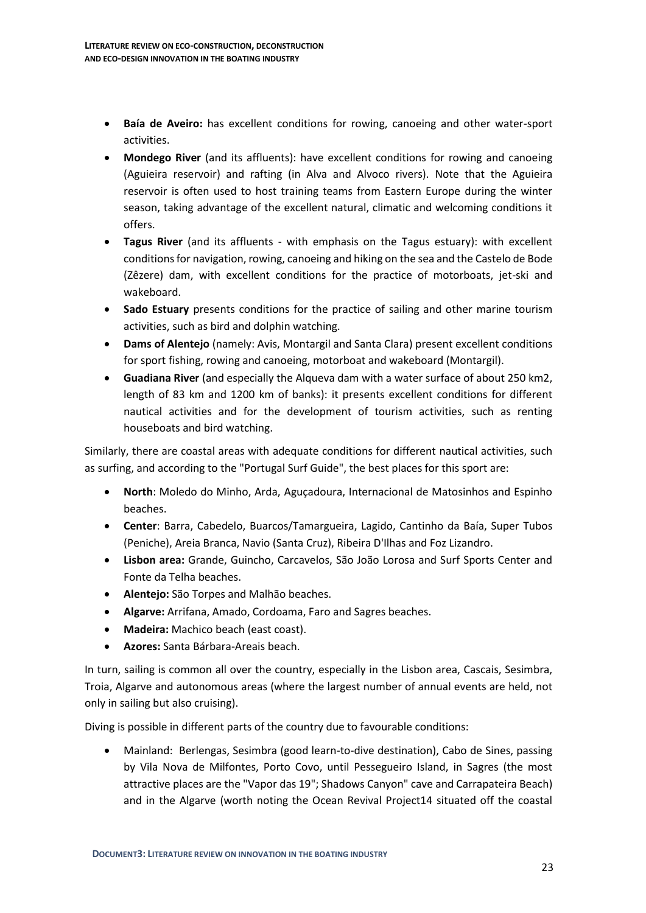- **Baía de Aveiro:** has excellent conditions for rowing, canoeing and other water-sport activities.
- **Mondego River** (and its affluents): have excellent conditions for rowing and canoeing (Aguieira reservoir) and rafting (in Alva and Alvoco rivers). Note that the Aguieira reservoir is often used to host training teams from Eastern Europe during the winter season, taking advantage of the excellent natural, climatic and welcoming conditions it offers.
- **Tagus River** (and its affluents - with emphasis on the Tagus estuary): with excellent conditions for navigation, rowing, canoeing and hiking on the sea and the Castelo de Bode (Zêzere) dam, with excellent conditions for the practice of motorboats, jet-ski and wakeboard.
- **Sado Estuary** presents conditions for the practice of sailing and other marine tourism activities, such as bird and dolphin watching.
- **Dams of Alentejo** (namely: Avis, Montargil and Santa Clara) present excellent conditions for sport fishing, rowing and canoeing, motorboat and wakeboard (Montargil).
- **Guadiana River** (and especially the Alqueva dam with a water surface of about 250 km2, length of 83 km and 1200 km of banks): it presents excellent conditions for different nautical activities and for the development of tourism activities, such as renting houseboats and bird watching.

Similarly, there are coastal areas with adequate conditions for different nautical activities, such as surfing, and according to the "Portugal Surf Guide", the best places for this sport are:

- **North**: Moledo do Minho, Arda, Aguçadoura, Internacional de Matosinhos and Espinho beaches.
- **Center**: Barra, Cabedelo, Buarcos/Tamargueira, Lagido, Cantinho da Baía, Super Tubos (Peniche), Areia Branca, Navio (Santa Cruz), Ribeira D'Ilhas and Foz Lizandro.
- **Lisbon area:** Grande, Guincho, Carcavelos, São João Lorosa and Surf Sports Center and Fonte da Telha beaches.
- **Alentejo:** São Torpes and Malhão beaches.
- **Algarve:** Arrifana, Amado, Cordoama, Faro and Sagres beaches.
- **Madeira:** Machico beach (east coast).
- **Azores:** Santa Bárbara-Areais beach.

In turn, sailing is common all over the country, especially in the Lisbon area, Cascais, Sesimbra, Troia, Algarve and autonomous areas (where the largest number of annual events are held, not only in sailing but also cruising).

Diving is possible in different parts of the country due to favourable conditions:

- Mainland: Berlengas, Sesimbra (good learn-to-dive destination), Cabo de Sines, passing by Vila Nova de Milfontes, Porto Covo, until Pessegueiro Island, in Sagres (the most attractive places are the "Vapor das 19"; Shadows Canyon" cave and Carrapateira Beach) and in the Algarve (worth noting the Ocean Revival Project[14] situated off the coastal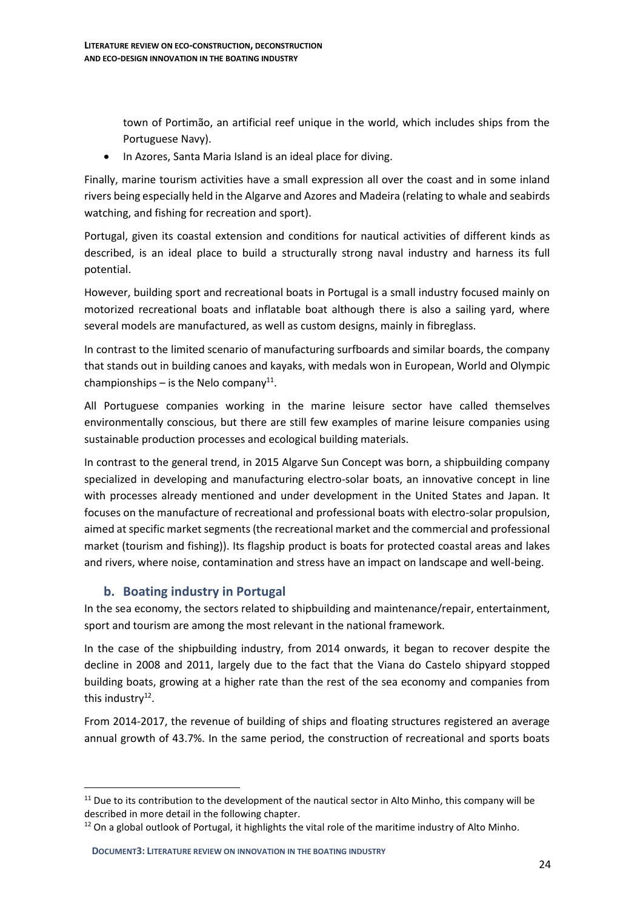town of Portimão, an artificial reef unique in the world, which includes ships from the Portuguese Navy).

- In Azores, Santa Maria Island is an ideal place for diving.

Finally, marine tourism activities have a small expression all over the coast and in some inland rivers being especially held in the Algarve and Azores and Madeira (relating to whale and seabirds watching, and fishing for recreation and sport).

Portugal, given its coastal extension and conditions for nautical activities of different kinds as described, is an ideal place to build a structurally strong naval industry and harness its full potential.

However, building sport and recreational boats in Portugal is a small industry focused mainly on motorized recreational boats and inflatable boat although there is also a sailing yard, where several models are manufactured, as well as custom designs, mainly in fibreglass.

In contrast to the limited scenario of manufacturing surfboards and similar boards, the company that stands out in building canoes and kayaks, with medals won in European, World and Olympic championships – is the Nelo company[11].

All Portuguese companies working in the marine leisure sector have called themselves environmentally conscious, but there are still few examples of marine leisure companies using sustainable production processes and ecological building materials.

In contrast to the general trend, in 2015 Algarve Sun Concept was born, a shipbuilding company specialized in developing and manufacturing electro-solar boats, an innovative concept in line with processes already mentioned and under development in the United States and Japan. It focuses on the manufacture of recreational and professional boats with electro-solar propulsion, aimed at specific market segments (the recreational market and the commercial and professional market (tourism and fishing)). Its flagship product is boats for protected coastal areas and lakes and rivers, where noise, contamination and stress have an impact on landscape and well-being.

### b. Boating industry in Portugal

In the sea economy, the sectors related to shipbuilding and maintenance/repair, entertainment, sport and tourism are among the most relevant in the national framework.

In the case of the shipbuilding industry, from 2014 onwards, it began to recover despite the decline in 2008 and 2011, largely due to the fact that the Viana do Castelo shipyard stopped building boats, growing at a higher rate than the rest of the sea economy and companies from this industry[12].

From 2014-2017, the revenue of building of ships and floating structures registered an average annual growth of 43.7%. In the same period, the construction of recreational and sports boats

---

[11] Due to its contribution to the development of the nautical sector in Alto Minho, this company will be described in more detail in the following chapter.

[12] On a global outlook of Portugal, it highlights the vital role of the maritime industry of Alto Minho.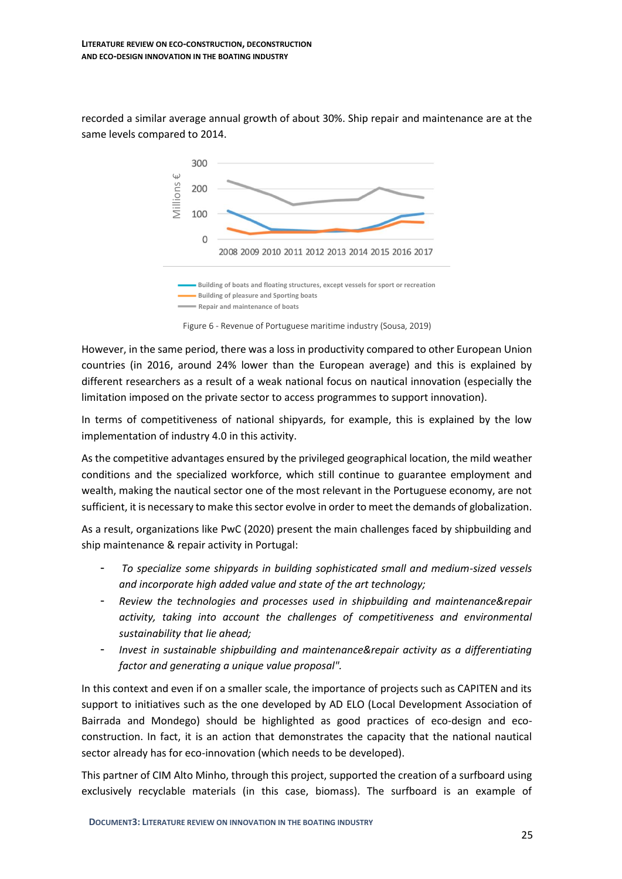recorded a similar average annual growth of about 30%. Ship repair and maintenance are at the same levels compared to 2014.

Figure 6 - Revenue of Portuguese maritime industry (Sousa, 2019)

However, in the same period, there was a loss in productivity compared to other European Union countries (in 2016, around 24% lower than the European average) and this is explained by different researchers as a result of a weak national focus on nautical innovation (especially the limitation imposed on the private sector to access programmes to support innovation).

In terms of competitiveness of national shipyards, for example, this is explained by the low implementation of industry 4.0 in this activity.

As the competitive advantages ensured by the privileged geographical location, the mild weather conditions and the specialized workforce, which still continue to guarantee employment and wealth, making the nautical sector one of the most relevant in the Portuguese economy, are not sufficient, it is necessary to make this sector evolve in order to meet the demands of globalization.

As a result, organizations like PwC (2020) present the main challenges faced by shipbuilding and ship maintenance & repair activity in Portugal:

- *To specialize some shipyards in building sophisticated small and medium-sized vessels and incorporate high added value and state of the art technology;*
- *Review the technologies and processes used in shipbuilding and maintenance&repair activity, taking into account the challenges of competitiveness and environmental sustainability that lie ahead;*
- *Invest in sustainable shipbuilding and maintenance&repair activity as a differentiating factor and generating a unique value proposal".*

In this context and even if on a smaller scale, the importance of projects such as CAPITEN and its support to initiatives such as the one developed by AD ELO (Local Development Association of Bairrada and Mondego) should be highlighted as good practices of eco-design and eco-construction. In fact, it is an action that demonstrates the capacity that the national nautical sector already has for eco-innovation (which needs to be developed).

This partner of CIM Alto Minho, through this project, supported the creation of a surfboard using exclusively recyclable materials (in this case, biomass). The surfboard is an example of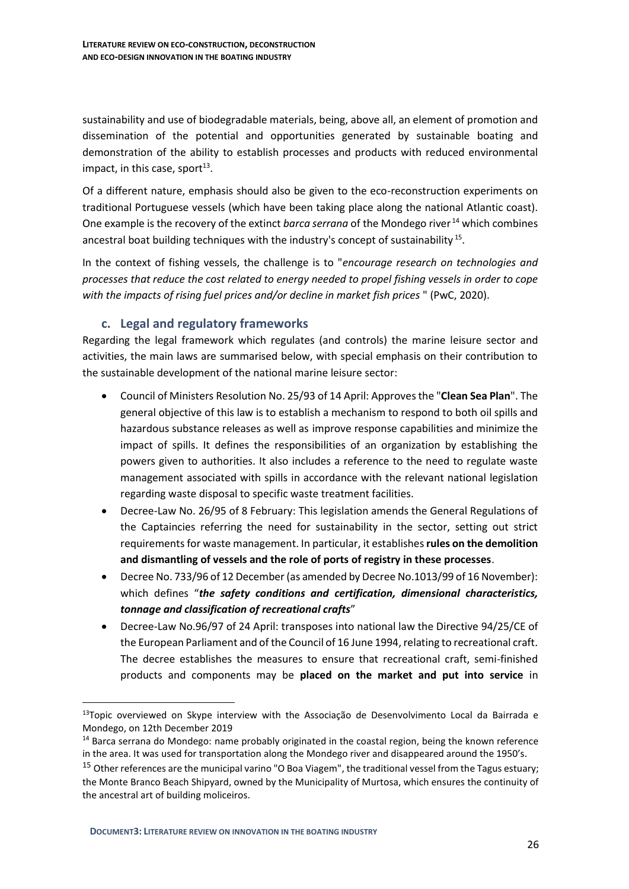sustainability and use of biodegradable materials, being, above all, an element of promotion and dissemination of the potential and opportunities generated by sustainable boating and demonstration of the ability to establish processes and products with reduced environmental impact, in this case, sport[13].

Of a different nature, emphasis should also be given to the eco-reconstruction experiments on traditional Portuguese vessels (which have been taking place along the national Atlantic coast). One example is the recovery of the extinct *barca serrana* of the Mondego river[14] which combines ancestral boat building techniques with the industry's concept of sustainability[15].

In the context of fishing vessels, the challenge is to "*encourage research on technologies and processes that reduce the cost related to energy needed to propel fishing vessels in order to cope with the impacts of rising fuel prices and/or decline in market fish prices* " (PwC, 2020).

### c. Legal and regulatory frameworks

Regarding the legal framework which regulates (and controls) the marine leisure sector and activities, the main laws are summarised below, with special emphasis on their contribution to the sustainable development of the national marine leisure sector:

- Council of Ministers Resolution No. 25/93 of 14 April: Approves the "**Clean Sea Plan**". The general objective of this law is to establish a mechanism to respond to both oil spills and hazardous substance releases as well as improve response capabilities and minimize the impact of spills. It defines the responsibilities of an organization by establishing the powers given to authorities. It also includes a reference to the need to regulate waste management associated with spills in accordance with the relevant national legislation regarding waste disposal to specific waste treatment facilities.
- Decree-Law No. 26/95 of 8 February: This legislation amends the General Regulations of the Captaincies referring the need for sustainability in the sector, setting out strict requirements for waste management. In particular, it establishes **rules on the demolition and dismantling of vessels and the role of ports of registry in these processes**.
- Decree No. 733/96 of 12 December (as amended by Decree No.1013/99 of 16 November): which defines "***the safety conditions and certification, dimensional characteristics, tonnage and classification of recreational crafts***"
- Decree-Law No.96/97 of 24 April: transposes into national law the Directive 94/25/CE of the European Parliament and of the Council of 16 June 1994, relating to recreational craft. The decree establishes the measures to ensure that recreational craft, semi-finished products and components may be **placed on the market and put into service** in

---

[13] Topic overviewed on Skype interview with the Associação de Desenvolvimento Local da Bairrada e Mondego, on 12th December 2019

[14] Barca serrana do Mondego: name probably originated in the coastal region, being the known reference in the area. It was used for transportation along the Mondego river and disappeared around the 1950's.

[15] Other references are the municipal varino "O Boa Viagem", the traditional vessel from the Tagus estuary; the Monte Branco Beach Shipyard, owned by the Municipality of Murtosa, which ensures the continuity of the ancestral art of building moliceiros.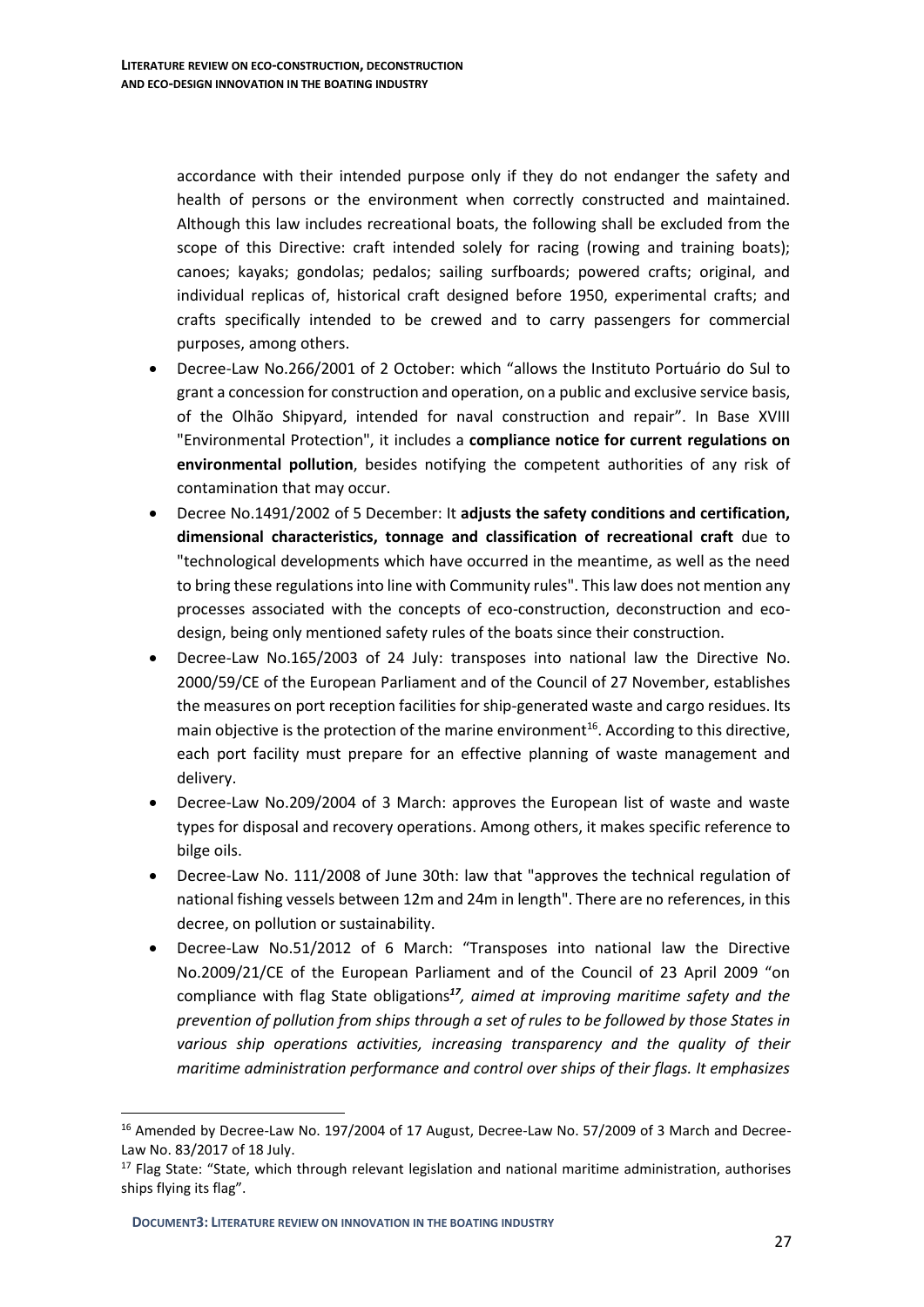accordance with their intended purpose only if they do not endanger the safety and health of persons or the environment when correctly constructed and maintained. Although this law includes recreational boats, the following shall be excluded from the scope of this Directive: craft intended solely for racing (rowing and training boats); canoes; kayaks; gondolas; pedalos; sailing surfboards; powered crafts; original, and individual replicas of, historical craft designed before 1950, experimental crafts; and crafts specifically intended to be crewed and to carry passengers for commercial purposes, among others.

- Decree-Law No.266/2001 of 2 October: which "allows the Instituto Portuário do Sul to grant a concession for construction and operation, on a public and exclusive service basis, of the Olhão Shipyard, intended for naval construction and repair". In Base XVIII "Environmental Protection", it includes a **compliance notice for current regulations on environmental pollution**, besides notifying the competent authorities of any risk of contamination that may occur.
- Decree No.1491/2002 of 5 December: It **adjusts the safety conditions and certification, dimensional characteristics, tonnage and classification of recreational craft** due to "technological developments which have occurred in the meantime, as well as the need to bring these regulations into line with Community rules". This law does not mention any processes associated with the concepts of eco-construction, deconstruction and eco-design, being only mentioned safety rules of the boats since their construction.
- Decree-Law No.165/2003 of 24 July: transposes into national law the Directive No. 2000/59/CE of the European Parliament and of the Council of 27 November, establishes the measures on port reception facilities for ship-generated waste and cargo residues. Its main objective is the protection of the marine environment[16]. According to this directive, each port facility must prepare for an effective planning of waste management and delivery.
- Decree-Law No.209/2004 of 3 March: approves the European list of waste and waste types for disposal and recovery operations. Among others, it makes specific reference to bilge oils.
- Decree-Law No. 111/2008 of June 30th: law that "approves the technical regulation of national fishing vessels between 12m and 24m in length". There are no references, in this decree, on pollution or sustainability.
- Decree-Law No.51/2012 of 6 March: "Transposes into national law the Directive No.2009/21/CE of the European Parliament and of the Council of 23 April 2009 "on compliance with flag State obligations[17]*, aimed at improving maritime safety and the prevention of pollution from ships through a set of rules to be followed by those States in various ship operations activities, increasing transparency and the quality of their maritime administration performance and control over ships of their flags. It emphasizes*

---

[16] Amended by Decree-Law No. 197/2004 of 17 August, Decree-Law No. 57/2009 of 3 March and Decree-Law No. 83/2017 of 18 July.

[17] Flag State: "State, which through relevant legislation and national maritime administration, authorises ships flying its flag".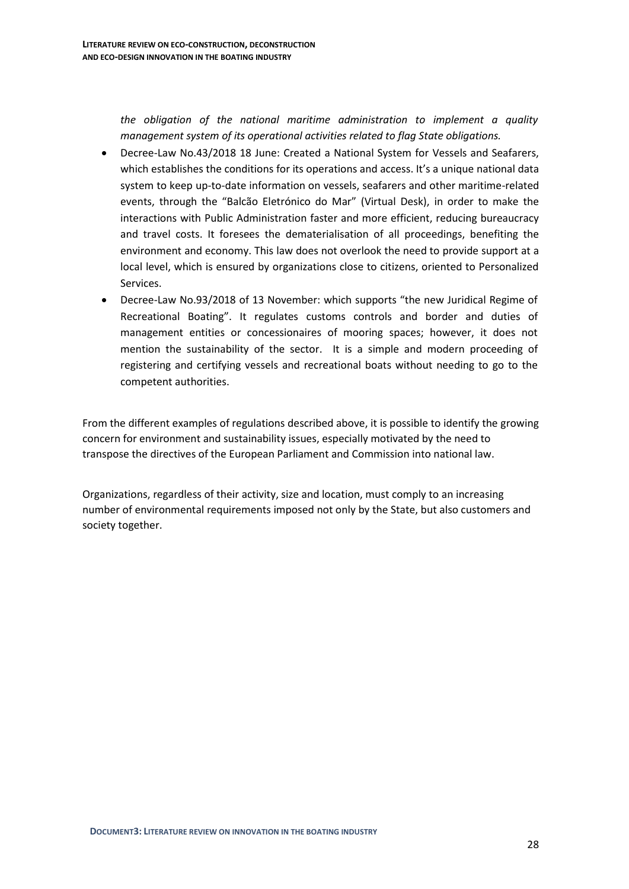*the obligation of the national maritime administration to implement a quality management system of its operational activities related to flag State obligations.*

- Decree-Law No.43/2018 18 June: Created a National System for Vessels and Seafarers, which establishes the conditions for its operations and access. It's a unique national data system to keep up-to-date information on vessels, seafarers and other maritime-related events, through the "Balcão Eletrónico do Mar" (Virtual Desk), in order to make the interactions with Public Administration faster and more efficient, reducing bureaucracy and travel costs. It foresees the dematerialisation of all proceedings, benefiting the environment and economy. This law does not overlook the need to provide support at a local level, which is ensured by organizations close to citizens, oriented to Personalized Services.
- Decree-Law No.93/2018 of 13 November: which supports "the new Juridical Regime of Recreational Boating". It regulates customs controls and border and duties of management entities or concessionaires of mooring spaces; however, it does not mention the sustainability of the sector. It is a simple and modern proceeding of registering and certifying vessels and recreational boats without needing to go to the competent authorities.

From the different examples of regulations described above, it is possible to identify the growing concern for environment and sustainability issues, especially motivated by the need to transpose the directives of the European Parliament and Commission into national law.

Organizations, regardless of their activity, size and location, must comply to an increasing number of environmental requirements imposed not only by the State, but also customers and society together.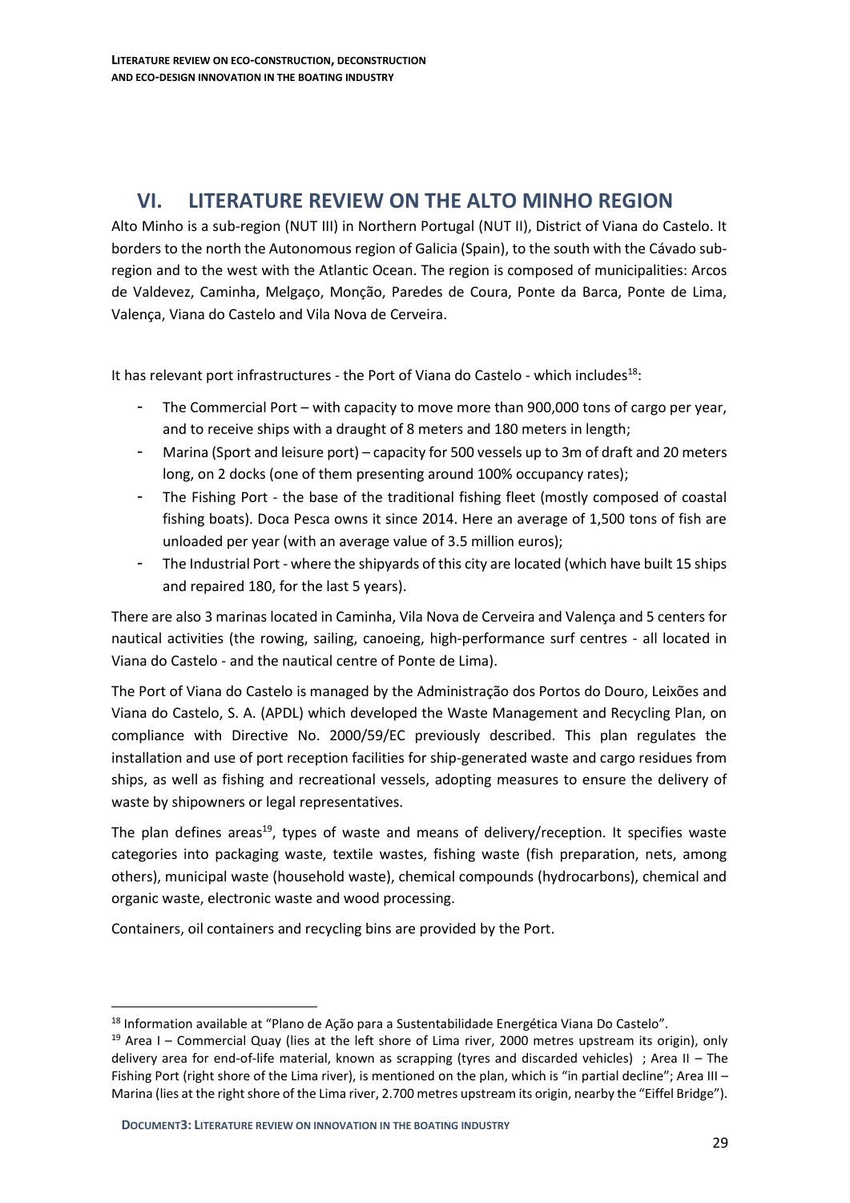# VI. LITERATURE REVIEW ON THE ALTO MINHO REGION

Alto Minho is a sub-region (NUT III) in Northern Portugal (NUT II), District of Viana do Castelo. It borders to the north the Autonomous region of Galicia (Spain), to the south with the Cávado sub-region and to the west with the Atlantic Ocean. The region is composed of municipalities: Arcos de Valdevez, Caminha, Melgaço, Monção, Paredes de Coura, Ponte da Barca, Ponte de Lima, Valença, Viana do Castelo and Vila Nova de Cerveira.

It has relevant port infrastructures - the Port of Viana do Castelo - which includes[18]:

- The Commercial Port – with capacity to move more than 900,000 tons of cargo per year, and to receive ships with a draught of 8 meters and 180 meters in length;
- Marina (Sport and leisure port) – capacity for 500 vessels up to 3m of draft and 20 meters long, on 2 docks (one of them presenting around 100% occupancy rates);
- The Fishing Port - the base of the traditional fishing fleet (mostly composed of coastal fishing boats). Doca Pesca owns it since 2014. Here an average of 1,500 tons of fish are unloaded per year (with an average value of 3.5 million euros);
- The Industrial Port - where the shipyards of this city are located (which have built 15 ships and repaired 180, for the last 5 years).

There are also 3 marinas located in Caminha, Vila Nova de Cerveira and Valença and 5 centers for nautical activities (the rowing, sailing, canoeing, high-performance surf centres - all located in Viana do Castelo - and the nautical centre of Ponte de Lima).

The Port of Viana do Castelo is managed by the Administração dos Portos do Douro, Leixões and Viana do Castelo, S. A. (APDL) which developed the Waste Management and Recycling Plan, on compliance with Directive No. 2000/59/EC previously described. This plan regulates the installation and use of port reception facilities for ship-generated waste and cargo residues from ships, as well as fishing and recreational vessels, adopting measures to ensure the delivery of waste by shipowners or legal representatives.

The plan defines areas[19], types of waste and means of delivery/reception. It specifies waste categories into packaging waste, textile wastes, fishing waste (fish preparation, nets, among others), municipal waste (household waste), chemical compounds (hydrocarbons), chemical and organic waste, electronic waste and wood processing.

Containers, oil containers and recycling bins are provided by the Port.

---

[18] Information available at "Plano de Ação para a Sustentabilidade Energética Viana Do Castelo".

[19] Area I – Commercial Quay (lies at the left shore of Lima river, 2000 metres upstream its origin), only delivery area for end-of-life material, known as scrapping (tyres and discarded vehicles) ; Area II – The Fishing Port (right shore of the Lima river), is mentioned on the plan, which is "in partial decline"; Area III – Marina (lies at the right shore of the Lima river, 2.700 metres upstream its origin, nearby the "Eiffel Bridge").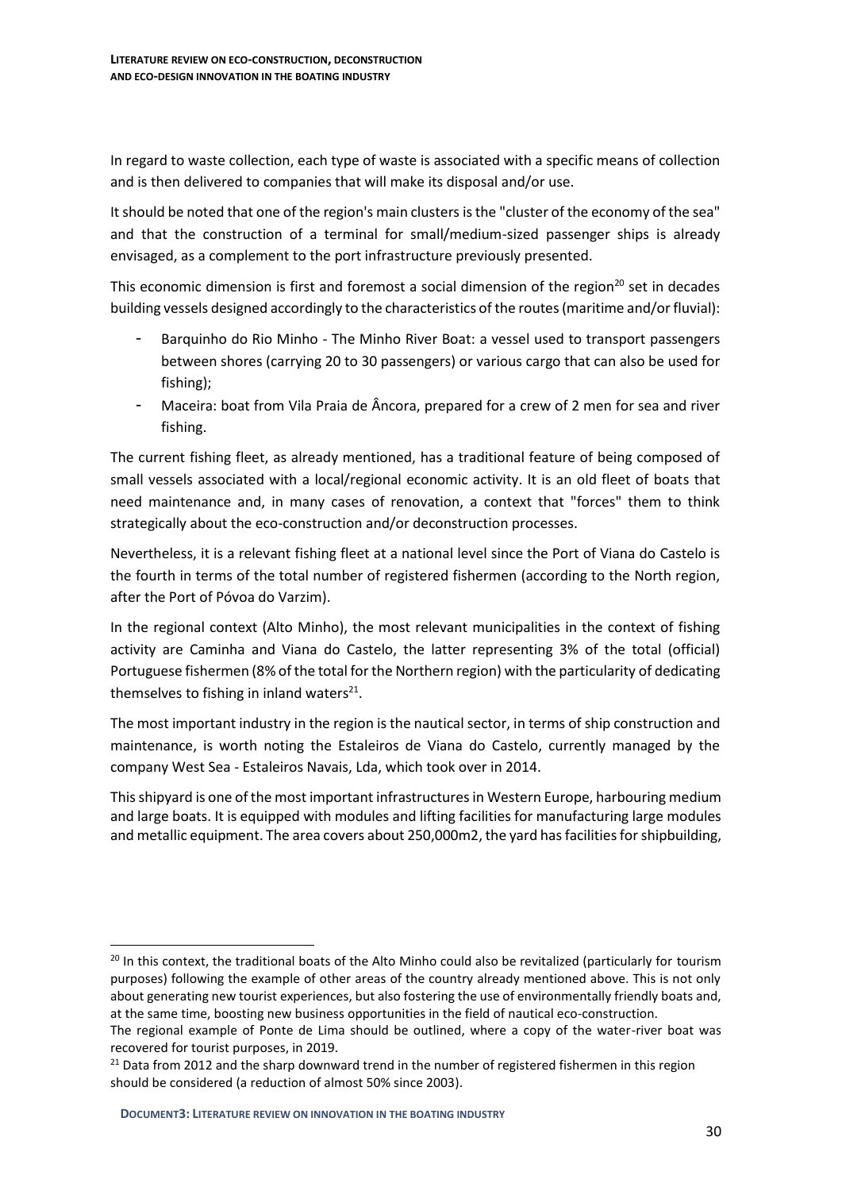In regard to waste collection, each type of waste is associated with a specific means of collection and is then delivered to companies that will make its disposal and/or use.

It should be noted that one of the region's main clusters is the "cluster of the economy of the sea" and that the construction of a terminal for small/medium-sized passenger ships is already envisaged, as a complement to the port infrastructure previously presented.

This economic dimension is first and foremost a social dimension of the region[20] set in decades building vessels designed accordingly to the characteristics of the routes (maritime and/or fluvial):

- Barquinho do Rio Minho - The Minho River Boat: a vessel used to transport passengers between shores (carrying 20 to 30 passengers) or various cargo that can also be used for fishing);
- Maceira: boat from Vila Praia de Âncora, prepared for a crew of 2 men for sea and river fishing.

The current fishing fleet, as already mentioned, has a traditional feature of being composed of small vessels associated with a local/regional economic activity. It is an old fleet of boats that need maintenance and, in many cases of renovation, a context that "forces" them to think strategically about the eco-construction and/or deconstruction processes.

Nevertheless, it is a relevant fishing fleet at a national level since the Port of Viana do Castelo is the fourth in terms of the total number of registered fishermen (according to the North region, after the Port of Póvoa do Varzim).

In the regional context (Alto Minho), the most relevant municipalities in the context of fishing activity are Caminha and Viana do Castelo, the latter representing 3% of the total (official) Portuguese fishermen (8% of the total for the Northern region) with the particularity of dedicating themselves to fishing in inland waters[21].

The most important industry in the region is the nautical sector, in terms of ship construction and maintenance, is worth noting the Estaleiros de Viana do Castelo, currently managed by the company West Sea - Estaleiros Navais, Lda, which took over in 2014.

This shipyard is one of the most important infrastructures in Western Europe, harbouring medium and large boats. It is equipped with modules and lifting facilities for manufacturing large modules and metallic equipment. The area covers about 250,000m2, the yard has facilities for shipbuilding,

---

[20] In this context, the traditional boats of the Alto Minho could also be revitalized (particularly for tourism purposes) following the example of other areas of the country already mentioned above. This is not only about generating new tourist experiences, but also fostering the use of environmentally friendly boats and, at the same time, boosting new business opportunities in the field of nautical eco-construction.
The regional example of Ponte de Lima should be outlined, where a copy of the water-river boat was recovered for tourist purposes, in 2019.

[21] Data from 2012 and the sharp downward trend in the number of registered fishermen in this region should be considered (a reduction of almost 50% since 2003).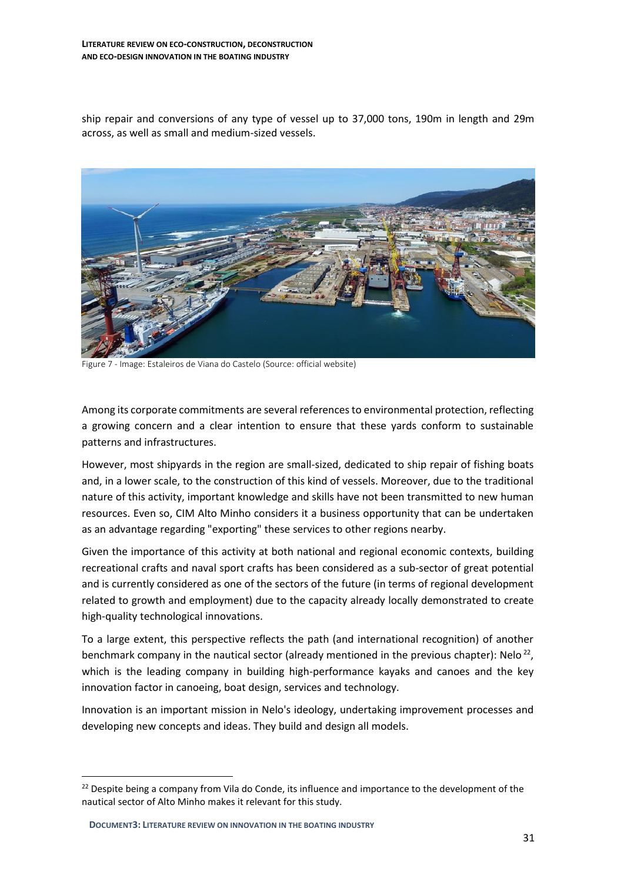ship repair and conversions of any type of vessel up to 37,000 tons, 190m in length and 29m across, as well as small and medium-sized vessels.

Figure 7 - Image: Estaleiros de Viana do Castelo (Source: official website)

Among its corporate commitments are several references to environmental protection, reflecting a growing concern and a clear intention to ensure that these yards conform to sustainable patterns and infrastructures.

However, most shipyards in the region are small-sized, dedicated to ship repair of fishing boats and, in a lower scale, to the construction of this kind of vessels. Moreover, due to the traditional nature of this activity, important knowledge and skills have not been transmitted to new human resources. Even so, CIM Alto Minho considers it a business opportunity that can be undertaken as an advantage regarding "exporting" these services to other regions nearby.

Given the importance of this activity at both national and regional economic contexts, building recreational crafts and naval sport crafts has been considered as a sub-sector of great potential and is currently considered as one of the sectors of the future (in terms of regional development related to growth and employment) due to the capacity already locally demonstrated to create high-quality technological innovations.

To a large extent, this perspective reflects the path (and international recognition) of another benchmark company in the nautical sector (already mentioned in the previous chapter): Nelo [22], which is the leading company in building high-performance kayaks and canoes and the key innovation factor in canoeing, boat design, services and technology.

Innovation is an important mission in Nelo's ideology, undertaking improvement processes and developing new concepts and ideas. They build and design all models.

[22] Despite being a company from Vila do Conde, its influence and importance to the development of the nautical sector of Alto Minho makes it relevant for this study.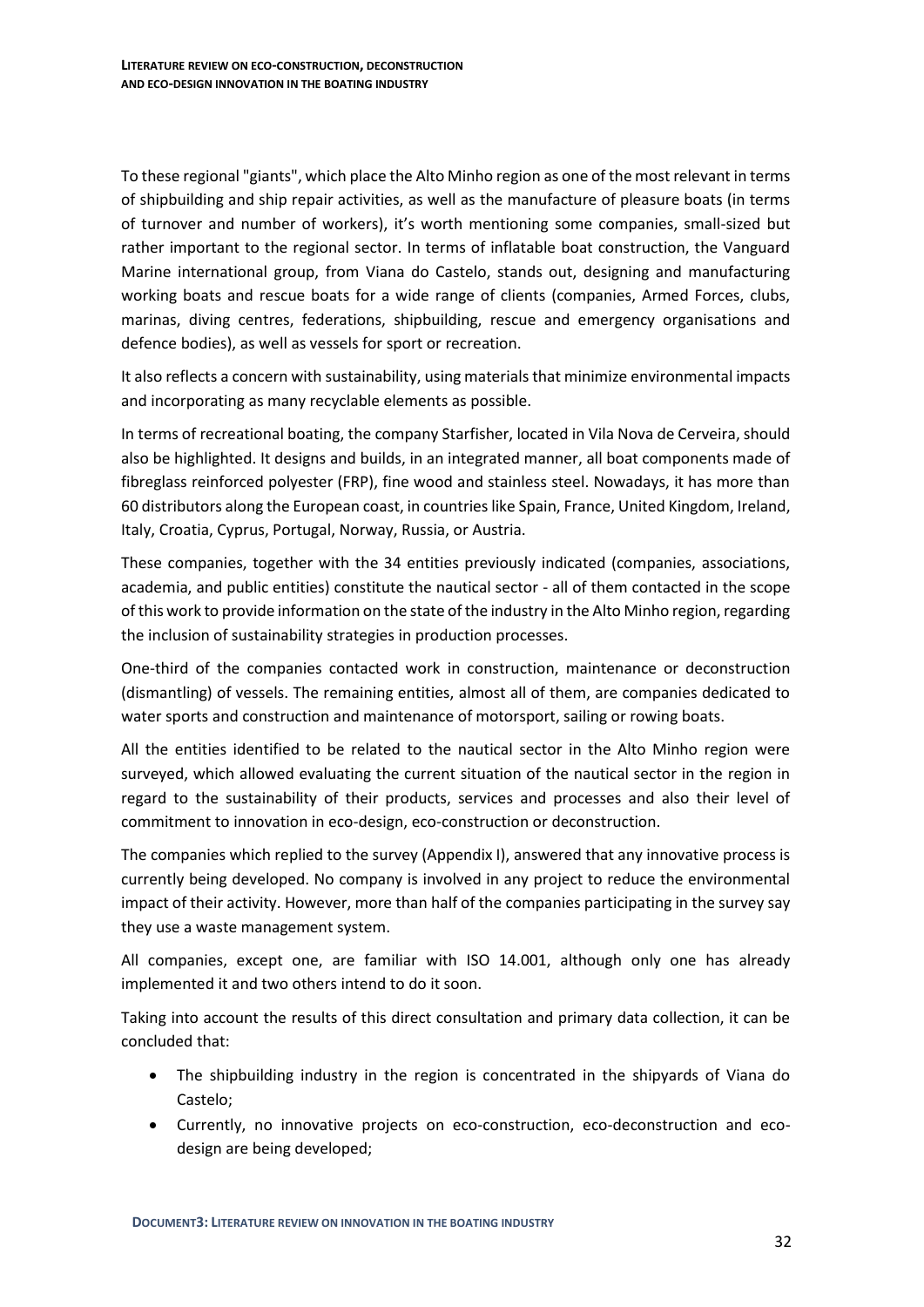To these regional "giants", which place the Alto Minho region as one of the most relevant in terms of shipbuilding and ship repair activities, as well as the manufacture of pleasure boats (in terms of turnover and number of workers), it's worth mentioning some companies, small-sized but rather important to the regional sector. In terms of inflatable boat construction, the Vanguard Marine international group, from Viana do Castelo, stands out, designing and manufacturing working boats and rescue boats for a wide range of clients (companies, Armed Forces, clubs, marinas, diving centres, federations, shipbuilding, rescue and emergency organisations and defence bodies), as well as vessels for sport or recreation.

It also reflects a concern with sustainability, using materials that minimize environmental impacts and incorporating as many recyclable elements as possible.

In terms of recreational boating, the company Starfisher, located in Vila Nova de Cerveira, should also be highlighted. It designs and builds, in an integrated manner, all boat components made of fibreglass reinforced polyester (FRP), fine wood and stainless steel. Nowadays, it has more than 60 distributors along the European coast, in countries like Spain, France, United Kingdom, Ireland, Italy, Croatia, Cyprus, Portugal, Norway, Russia, or Austria.

These companies, together with the 34 entities previously indicated (companies, associations, academia, and public entities) constitute the nautical sector - all of them contacted in the scope of this work to provide information on the state of the industry in the Alto Minho region, regarding the inclusion of sustainability strategies in production processes.

One-third of the companies contacted work in construction, maintenance or deconstruction (dismantling) of vessels. The remaining entities, almost all of them, are companies dedicated to water sports and construction and maintenance of motorsport, sailing or rowing boats.

All the entities identified to be related to the nautical sector in the Alto Minho region were surveyed, which allowed evaluating the current situation of the nautical sector in the region in regard to the sustainability of their products, services and processes and also their level of commitment to innovation in eco-design, eco-construction or deconstruction.

The companies which replied to the survey (Appendix I), answered that any innovative process is currently being developed. No company is involved in any project to reduce the environmental impact of their activity. However, more than half of the companies participating in the survey say they use a waste management system.

All companies, except one, are familiar with ISO 14.001, although only one has already implemented it and two others intend to do it soon.

Taking into account the results of this direct consultation and primary data collection, it can be concluded that:

- The shipbuilding industry in the region is concentrated in the shipyards of Viana do Castelo;
- Currently, no innovative projects on eco-construction, eco-deconstruction and eco-design are being developed;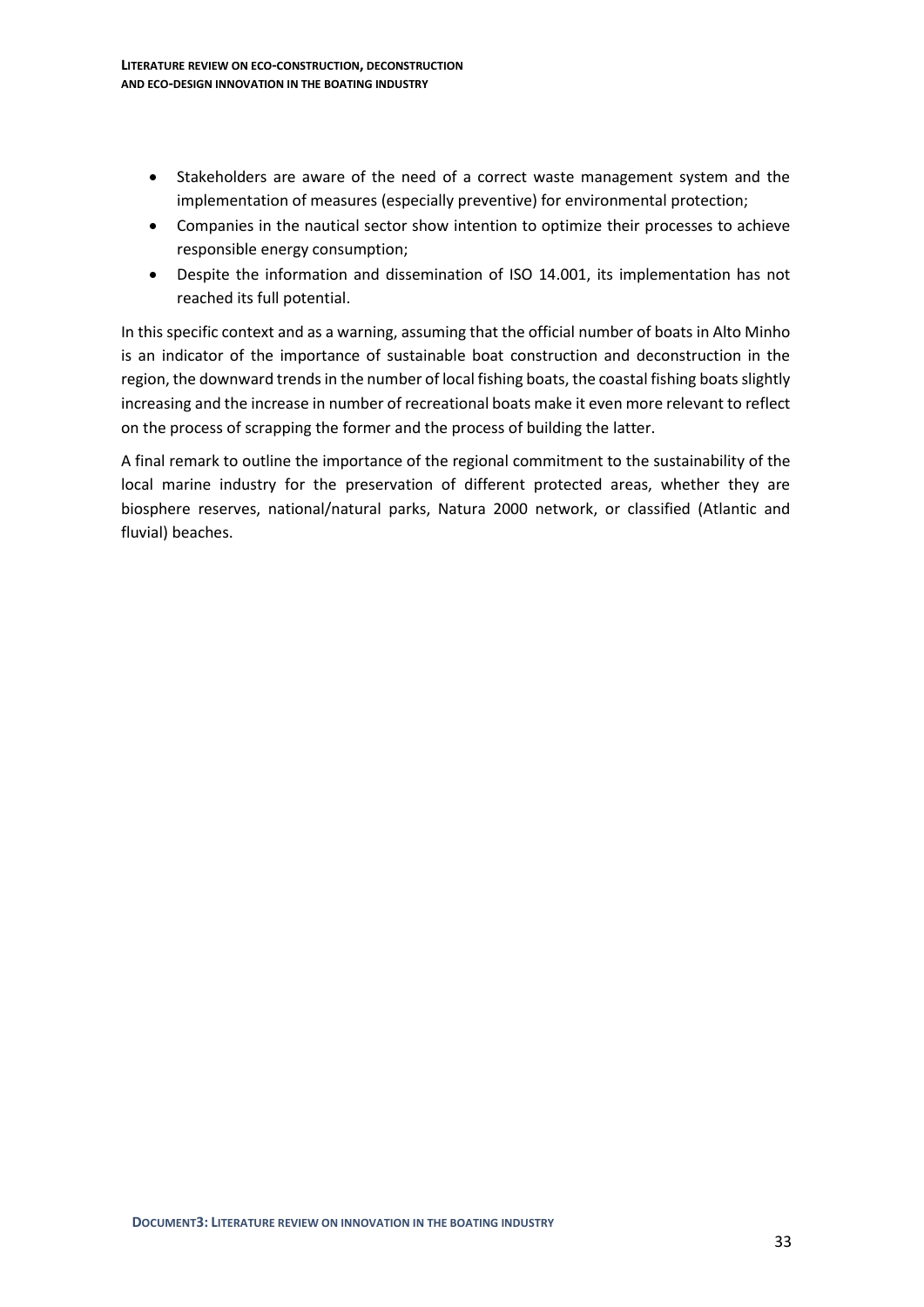- Stakeholders are aware of the need of a correct waste management system and the implementation of measures (especially preventive) for environmental protection;
- Companies in the nautical sector show intention to optimize their processes to achieve responsible energy consumption;
- Despite the information and dissemination of ISO 14.001, its implementation has not reached its full potential.

In this specific context and as a warning, assuming that the official number of boats in Alto Minho is an indicator of the importance of sustainable boat construction and deconstruction in the region, the downward trends in the number of local fishing boats, the coastal fishing boats slightly increasing and the increase in number of recreational boats make it even more relevant to reflect on the process of scrapping the former and the process of building the latter.

A final remark to outline the importance of the regional commitment to the sustainability of the local marine industry for the preservation of different protected areas, whether they are biosphere reserves, national/natural parks, Natura 2000 network, or classified (Atlantic and fluvial) beaches.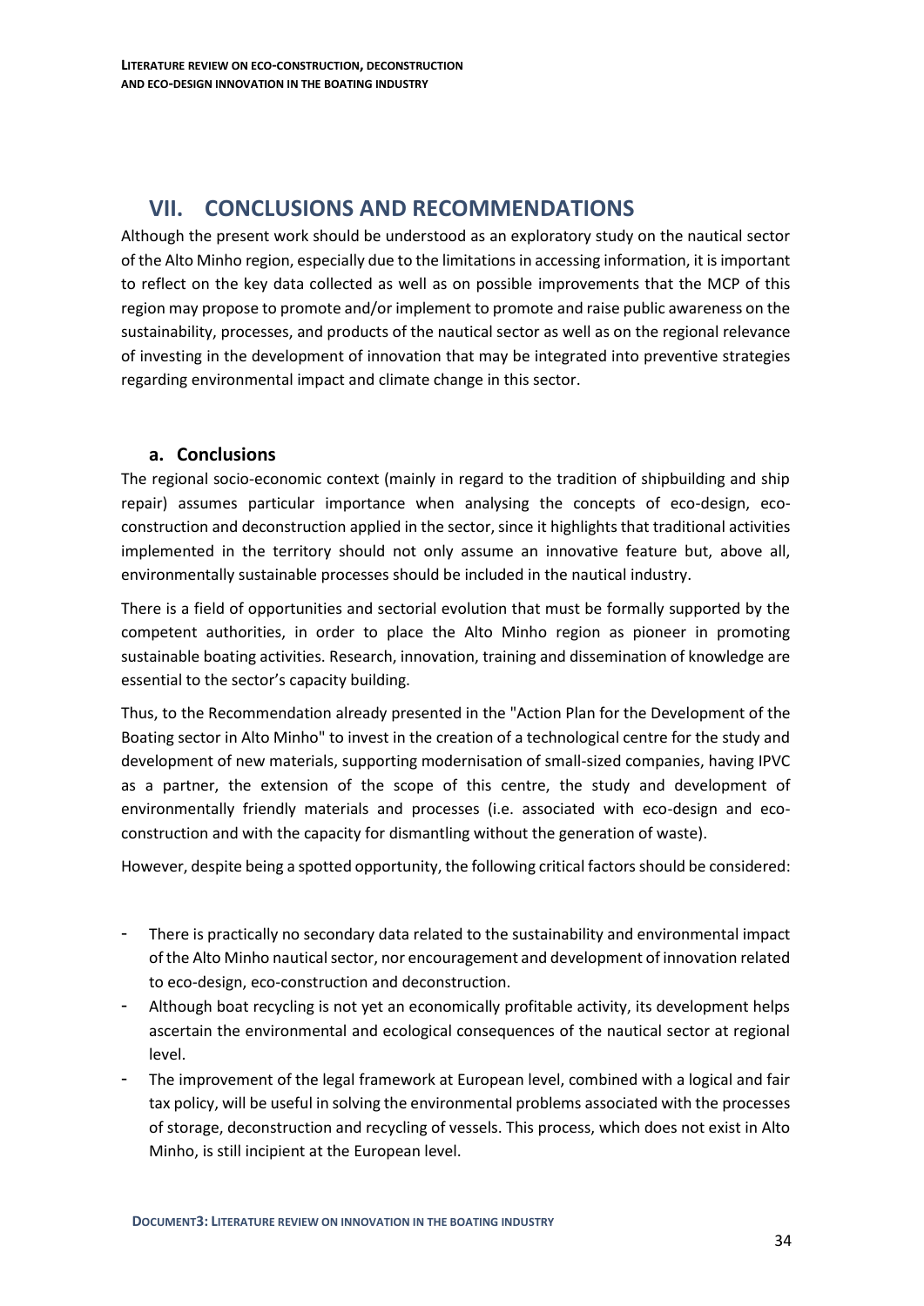# VII. CONCLUSIONS AND RECOMMENDATIONS

Although the present work should be understood as an exploratory study on the nautical sector of the Alto Minho region, especially due to the limitations in accessing information, it is important to reflect on the key data collected as well as on possible improvements that the MCP of this region may propose to promote and/or implement to promote and raise public awareness on the sustainability, processes, and products of the nautical sector as well as on the regional relevance of investing in the development of innovation that may be integrated into preventive strategies regarding environmental impact and climate change in this sector.

## a. Conclusions

The regional socio-economic context (mainly in regard to the tradition of shipbuilding and ship repair) assumes particular importance when analysing the concepts of eco-design, eco-construction and deconstruction applied in the sector, since it highlights that traditional activities implemented in the territory should not only assume an innovative feature but, above all, environmentally sustainable processes should be included in the nautical industry.

There is a field of opportunities and sectorial evolution that must be formally supported by the competent authorities, in order to place the Alto Minho region as pioneer in promoting sustainable boating activities. Research, innovation, training and dissemination of knowledge are essential to the sector's capacity building.

Thus, to the Recommendation already presented in the "Action Plan for the Development of the Boating sector in Alto Minho" to invest in the creation of a technological centre for the study and development of new materials, supporting modernisation of small-sized companies, having IPVC as a partner, the extension of the scope of this centre, the study and development of environmentally friendly materials and processes (i.e. associated with eco-design and eco-construction and with the capacity for dismantling without the generation of waste).

However, despite being a spotted opportunity, the following critical factors should be considered:

- There is practically no secondary data related to the sustainability and environmental impact of the Alto Minho nautical sector, nor encouragement and development of innovation related to eco-design, eco-construction and deconstruction.
- Although boat recycling is not yet an economically profitable activity, its development helps ascertain the environmental and ecological consequences of the nautical sector at regional level.
- The improvement of the legal framework at European level, combined with a logical and fair tax policy, will be useful in solving the environmental problems associated with the processes of storage, deconstruction and recycling of vessels. This process, which does not exist in Alto Minho, is still incipient at the European level.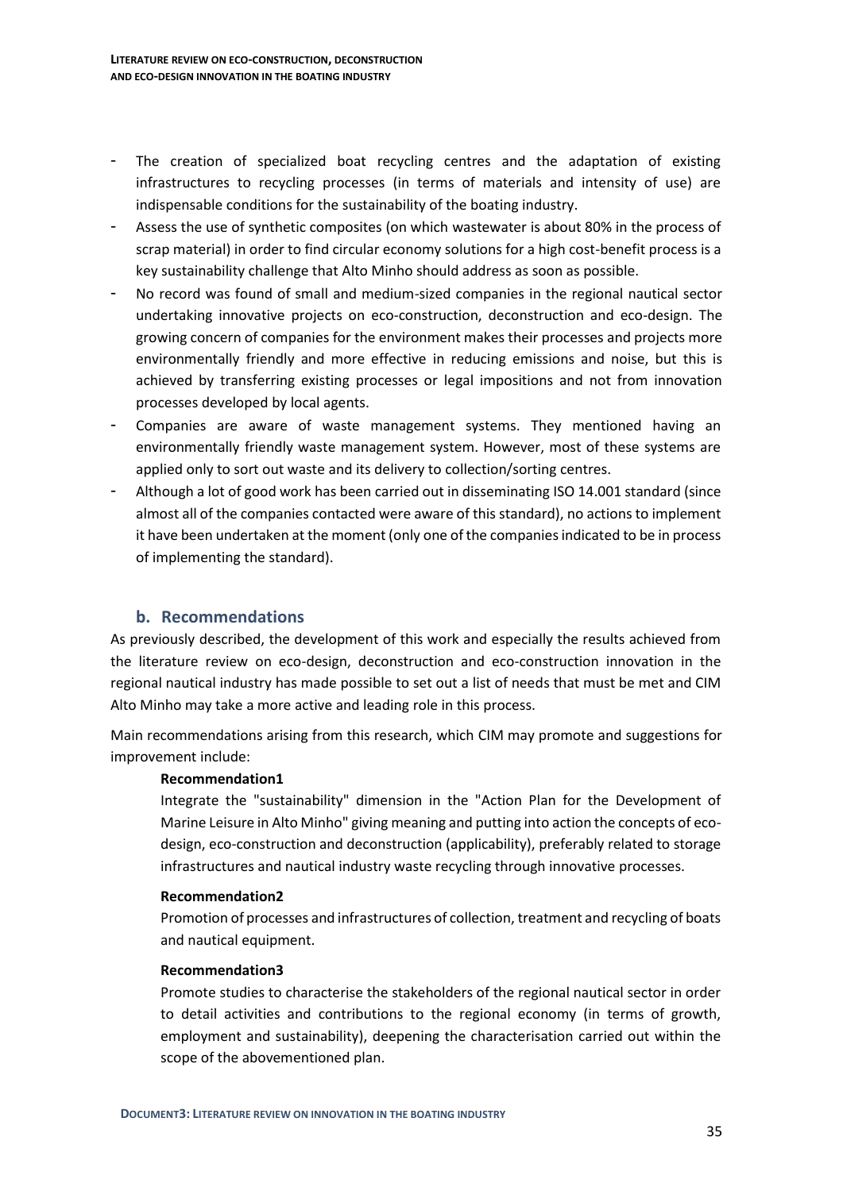- The creation of specialized boat recycling centres and the adaptation of existing infrastructures to recycling processes (in terms of materials and intensity of use) are indispensable conditions for the sustainability of the boating industry.
- Assess the use of synthetic composites (on which wastewater is about 80% in the process of scrap material) in order to find circular economy solutions for a high cost-benefit process is a key sustainability challenge that Alto Minho should address as soon as possible.
- No record was found of small and medium-sized companies in the regional nautical sector undertaking innovative projects on eco-construction, deconstruction and eco-design. The growing concern of companies for the environment makes their processes and projects more environmentally friendly and more effective in reducing emissions and noise, but this is achieved by transferring existing processes or legal impositions and not from innovation processes developed by local agents.
- Companies are aware of waste management systems. They mentioned having an environmentally friendly waste management system. However, most of these systems are applied only to sort out waste and its delivery to collection/sorting centres.
- Although a lot of good work has been carried out in disseminating ISO 14.001 standard (since almost all of the companies contacted were aware of this standard), no actions to implement it have been undertaken at the moment (only one of the companies indicated to be in process of implementing the standard).

### b. Recommendations

As previously described, the development of this work and especially the results achieved from the literature review on eco-design, deconstruction and eco-construction innovation in the regional nautical industry has made possible to set out a list of needs that must be met and CIM Alto Minho may take a more active and leading role in this process.

Main recommendations arising from this research, which CIM may promote and suggestions for improvement include:

**Recommendation1**

Integrate the "sustainability" dimension in the "Action Plan for the Development of Marine Leisure in Alto Minho" giving meaning and putting into action the concepts of eco-design, eco-construction and deconstruction (applicability), preferably related to storage infrastructures and nautical industry waste recycling through innovative processes.

**Recommendation2**

Promotion of processes and infrastructures of collection, treatment and recycling of boats and nautical equipment.

**Recommendation3**

Promote studies to characterise the stakeholders of the regional nautical sector in order to detail activities and contributions to the regional economy (in terms of growth, employment and sustainability), deepening the characterisation carried out within the scope of the abovementioned plan.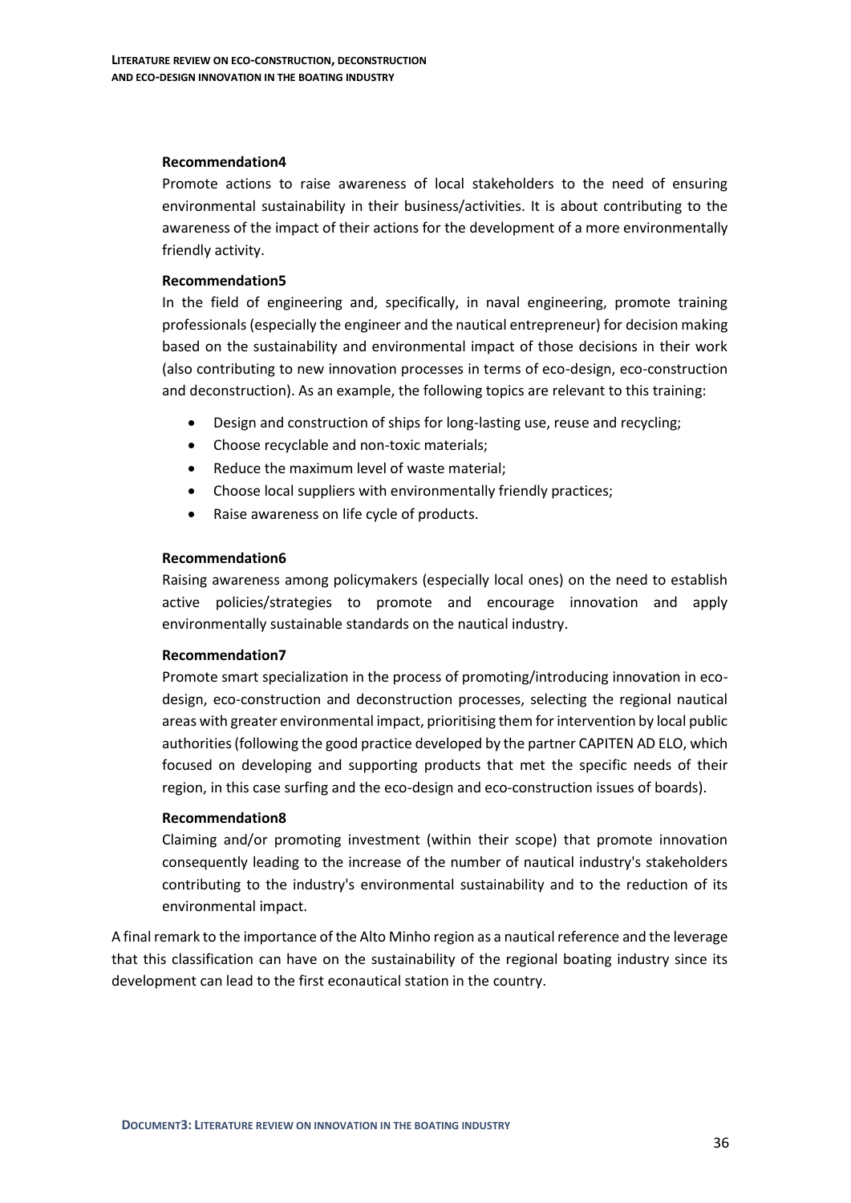**Recommendation4**

Promote actions to raise awareness of local stakeholders to the need of ensuring environmental sustainability in their business/activities. It is about contributing to the awareness of the impact of their actions for the development of a more environmentally friendly activity.

**Recommendation5**

In the field of engineering and, specifically, in naval engineering, promote training professionals (especially the engineer and the nautical entrepreneur) for decision making based on the sustainability and environmental impact of those decisions in their work (also contributing to new innovation processes in terms of eco-design, eco-construction and deconstruction). As an example, the following topics are relevant to this training:

- Design and construction of ships for long-lasting use, reuse and recycling;
- Choose recyclable and non-toxic materials;
- Reduce the maximum level of waste material;
- Choose local suppliers with environmentally friendly practices;
- Raise awareness on life cycle of products.

**Recommendation6**

Raising awareness among policymakers (especially local ones) on the need to establish active policies/strategies to promote and encourage innovation and apply environmentally sustainable standards on the nautical industry.

**Recommendation7**

Promote smart specialization in the process of promoting/introducing innovation in eco-design, eco-construction and deconstruction processes, selecting the regional nautical areas with greater environmental impact, prioritising them for intervention by local public authorities (following the good practice developed by the partner CAPITEN AD ELO, which focused on developing and supporting products that met the specific needs of their region, in this case surfing and the eco-design and eco-construction issues of boards).

**Recommendation8**

Claiming and/or promoting investment (within their scope) that promote innovation consequently leading to the increase of the number of nautical industry's stakeholders contributing to the industry's environmental sustainability and to the reduction of its environmental impact.

A final remark to the importance of the Alto Minho region as a nautical reference and the leverage that this classification can have on the sustainability of the regional boating industry since its development can lead to the first econautical station in the country.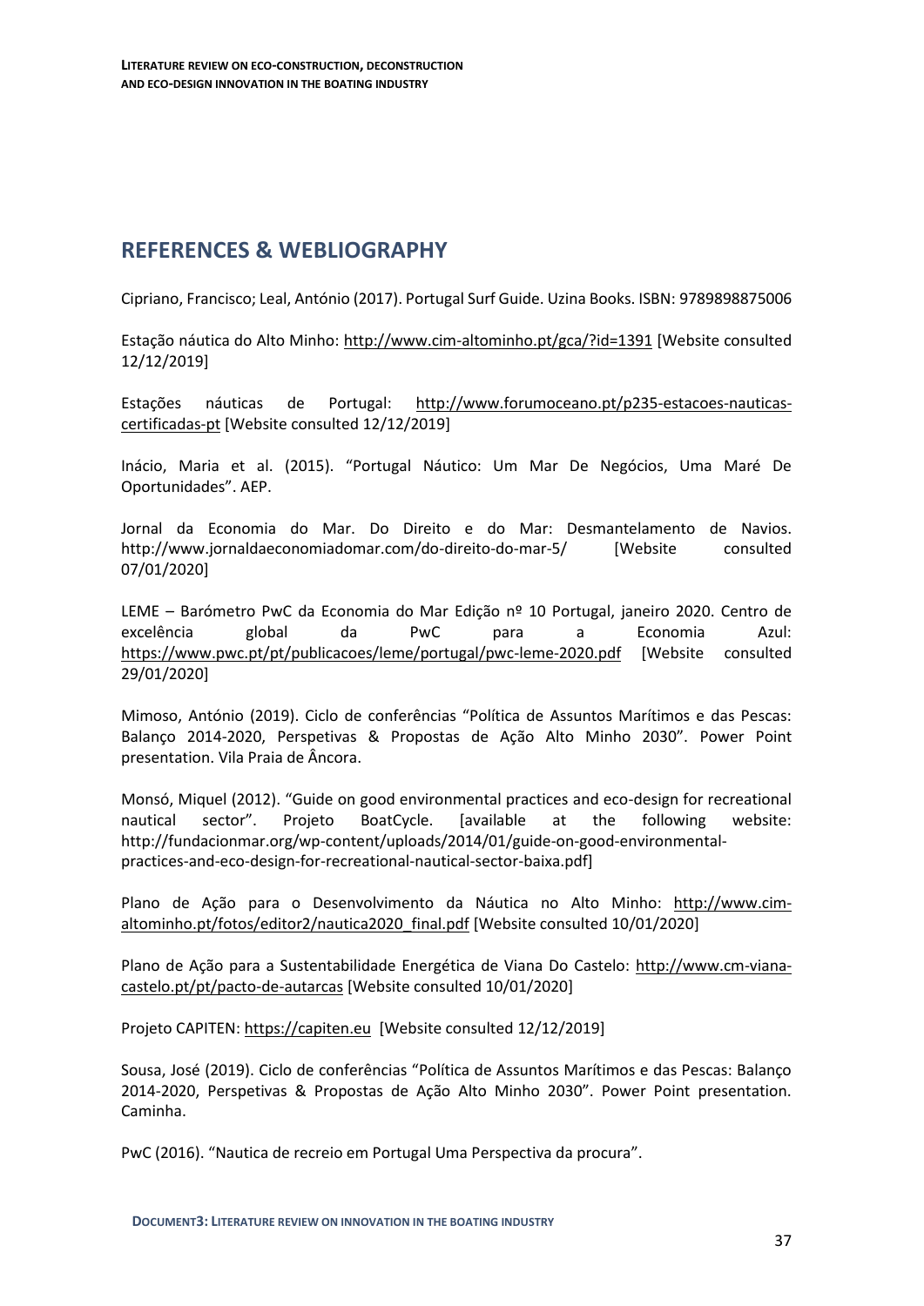## REFERENCES & WEBLIOGRAPHY

Cipriano, Francisco; Leal, António (2017). Portugal Surf Guide. Uzina Books. ISBN: 9789898875006

Estação náutica do Alto Minho: http://www.cim-altominho.pt/gca/?id=1391 [Website consulted 12/12/2019]

Estações náuticas de Portugal: http://www.forumoceano.pt/p235-estacoes-nauticas-certificadas-pt [Website consulted 12/12/2019]

Inácio, Maria et al. (2015). "Portugal Náutico: Um Mar De Negócios, Uma Maré De Oportunidades". AEP.

Jornal da Economia do Mar. Do Direito e do Mar: Desmantelamento de Navios. http://www.jornaldaeconomiadomar.com/do-direito-do-mar-5/ [Website consulted 07/01/2020]

LEME – Barómetro PwC da Economia do Mar Edição nº 10 Portugal, janeiro 2020. Centro de excelência global da PwC para a Economia Azul: https://www.pwc.pt/pt/publicacoes/leme/portugal/pwc-leme-2020.pdf [Website consulted 29/01/2020]

Mimoso, António (2019). Ciclo de conferências "Política de Assuntos Marítimos e das Pescas: Balanço 2014-2020, Perspetivas & Propostas de Ação Alto Minho 2030". Power Point presentation. Vila Praia de Âncora.

Monsó, Miquel (2012). "Guide on good environmental practices and eco-design for recreational nautical sector". Projeto BoatCycle. [available at the following website: http://fundacionmar.org/wp-content/uploads/2014/01/guide-on-good-environmental-practices-and-eco-design-for-recreational-nautical-sector-baixa.pdf]

Plano de Ação para o Desenvolvimento da Náutica no Alto Minho: http://www.cim-altominho.pt/fotos/editor2/nautica2020_final.pdf [Website consulted 10/01/2020]

Plano de Ação para a Sustentabilidade Energética de Viana Do Castelo: http://www.cm-viana-castelo.pt/pt/pacto-de-autarcas [Website consulted 10/01/2020]

Projeto CAPITEN: https://capiten.eu [Website consulted 12/12/2019]

Sousa, José (2019). Ciclo de conferências "Política de Assuntos Marítimos e das Pescas: Balanço 2014-2020, Perspetivas & Propostas de Ação Alto Minho 2030". Power Point presentation. Caminha.

PwC (2016). "Nautica de recreio em Portugal Uma Perspectiva da procura".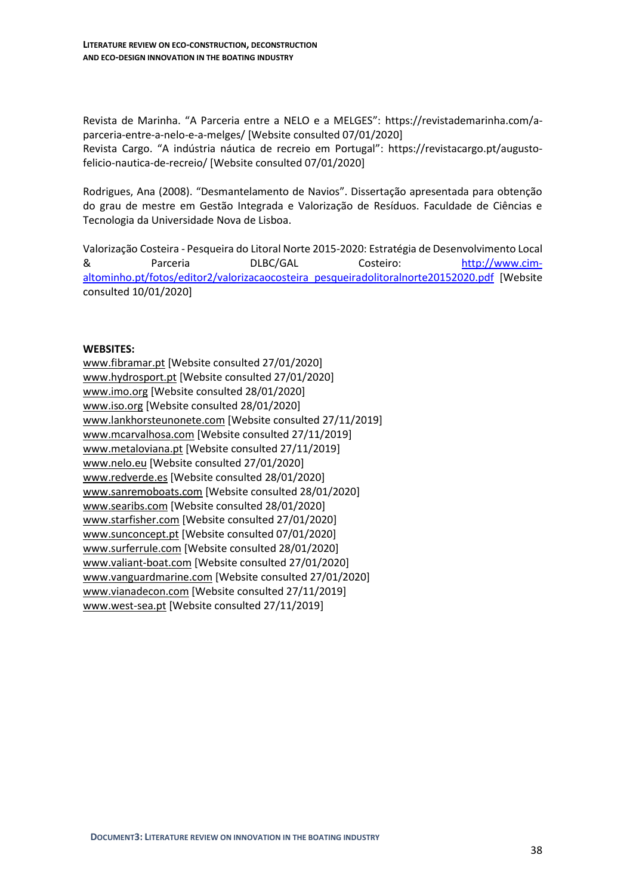Revista de Marinha. "A Parceria entre a NELO e a MELGES": https://revistademarinha.com/a-parceria-entre-a-nelo-e-a-melges/ [Website consulted 07/01/2020]
Revista Cargo. "A indústria náutica de recreio em Portugal": https://revistacargo.pt/augusto-felicio-nautica-de-recreio/ [Website consulted 07/01/2020]

Rodrigues, Ana (2008). "Desmantelamento de Navios". Dissertação apresentada para obtenção do grau de mestre em Gestão Integrada e Valorização de Resíduos. Faculdade de Ciências e Tecnologia da Universidade Nova de Lisboa.

Valorização Costeira - Pesqueira do Litoral Norte 2015-2020: Estratégia de Desenvolvimento Local & Parceria DLBC/GAL Costeiro: http://www.cim-altominho.pt/fotos/editor2/valorizacaocosteira_pesqueiradolitoralnorte20152020.pdf [Website consulted 10/01/2020]

**WEBSITES:**

www.fibramar.pt [Website consulted 27/01/2020]
www.hydrosport.pt [Website consulted 27/01/2020]
www.imo.org [Website consulted 28/01/2020]
www.iso.org [Website consulted 28/01/2020]
www.lankhorsteunonete.com [Website consulted 27/11/2019]
www.mcarvalhosa.com [Website consulted 27/11/2019]
www.metaloviana.pt [Website consulted 27/11/2019]
www.nelo.eu [Website consulted 27/01/2020]
www.redverde.es [Website consulted 28/01/2020]
www.sanremoboats.com [Website consulted 28/01/2020]
www.searibs.com [Website consulted 28/01/2020]
www.starfisher.com [Website consulted 27/01/2020]
www.sunconcept.pt [Website consulted 07/01/2020]
www.surferrule.com [Website consulted 28/01/2020]
www.valiant-boat.com [Website consulted 27/01/2020]
www.vanguardmarine.com [Website consulted 27/01/2020]
www.vianadecon.com [Website consulted 27/11/2019]
www.west-sea.pt [Website consulted 27/11/2019]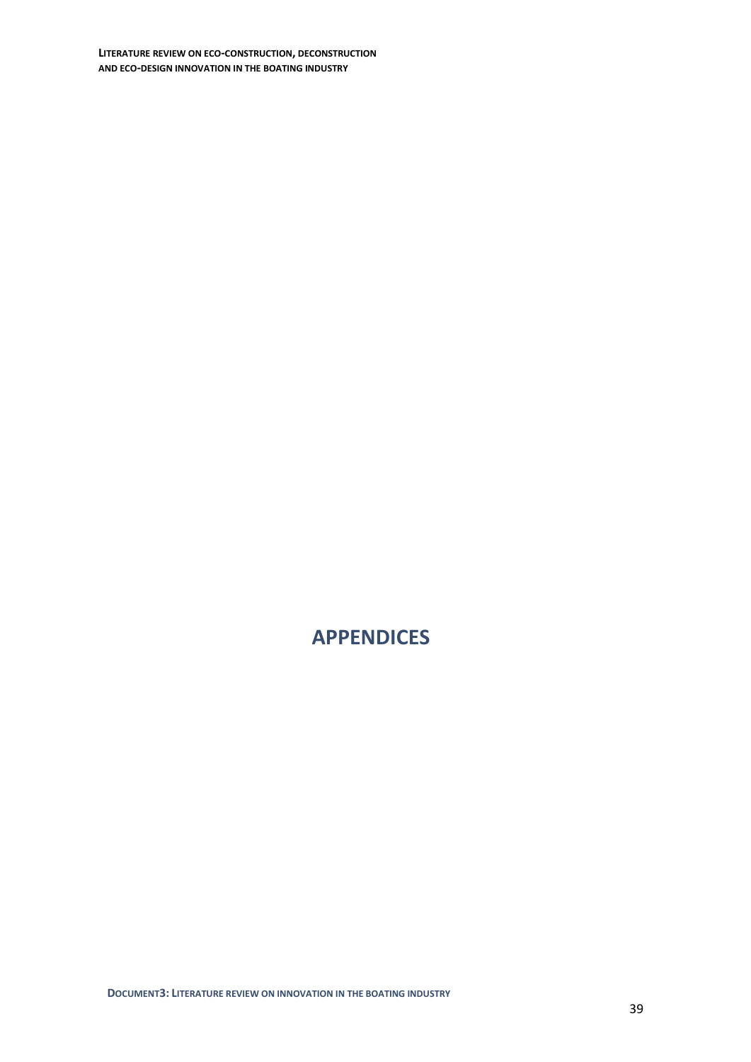# APPENDICES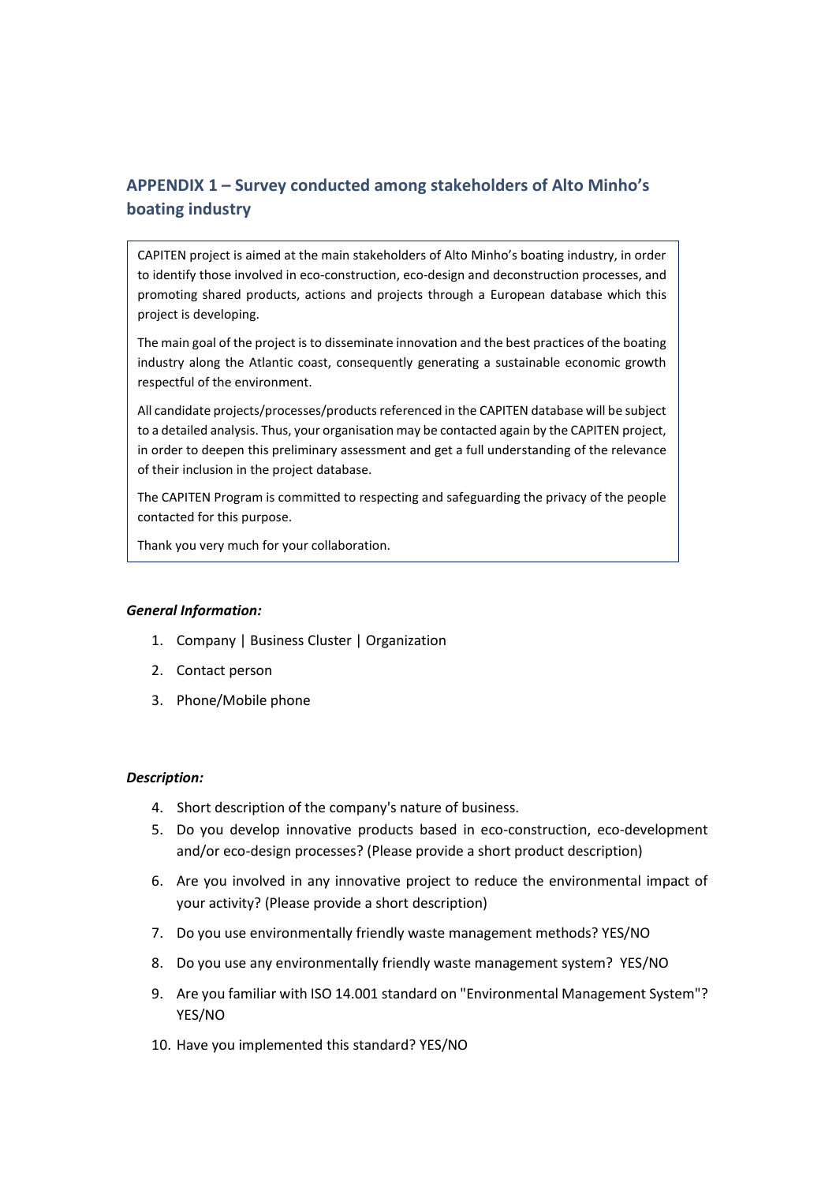## APPENDIX 1 – Survey conducted among stakeholders of Alto Minho's boating industry

> CAPITEN project is aimed at the main stakeholders of Alto Minho's boating industry, in order to identify those involved in eco-construction, eco-design and deconstruction processes, and promoting shared products, actions and projects through a European database which this project is developing.
>
> The main goal of the project is to disseminate innovation and the best practices of the boating industry along the Atlantic coast, consequently generating a sustainable economic growth respectful of the environment.
>
> All candidate projects/processes/products referenced in the CAPITEN database will be subject to a detailed analysis. Thus, your organisation may be contacted again by the CAPITEN project, in order to deepen this preliminary assessment and get a full understanding of the relevance of their inclusion in the project database.
>
> The CAPITEN Program is committed to respecting and safeguarding the privacy of the people contacted for this purpose.
>
> Thank you very much for your collaboration.

***General Information:***

1. Company | Business Cluster | Organization
2. Contact person
3. Phone/Mobile phone

***Description:***

4. Short description of the company's nature of business.
5. Do you develop innovative products based in eco-construction, eco-development and/or eco-design processes? (Please provide a short product description)
6. Are you involved in any innovative project to reduce the environmental impact of your activity? (Please provide a short description)
7. Do you use environmentally friendly waste management methods? YES/NO
8. Do you use any environmentally friendly waste management system? YES/NO
9. Are you familiar with ISO 14.001 standard on "Environmental Management System"? YES/NO
10. Have you implemented this standard? YES/NO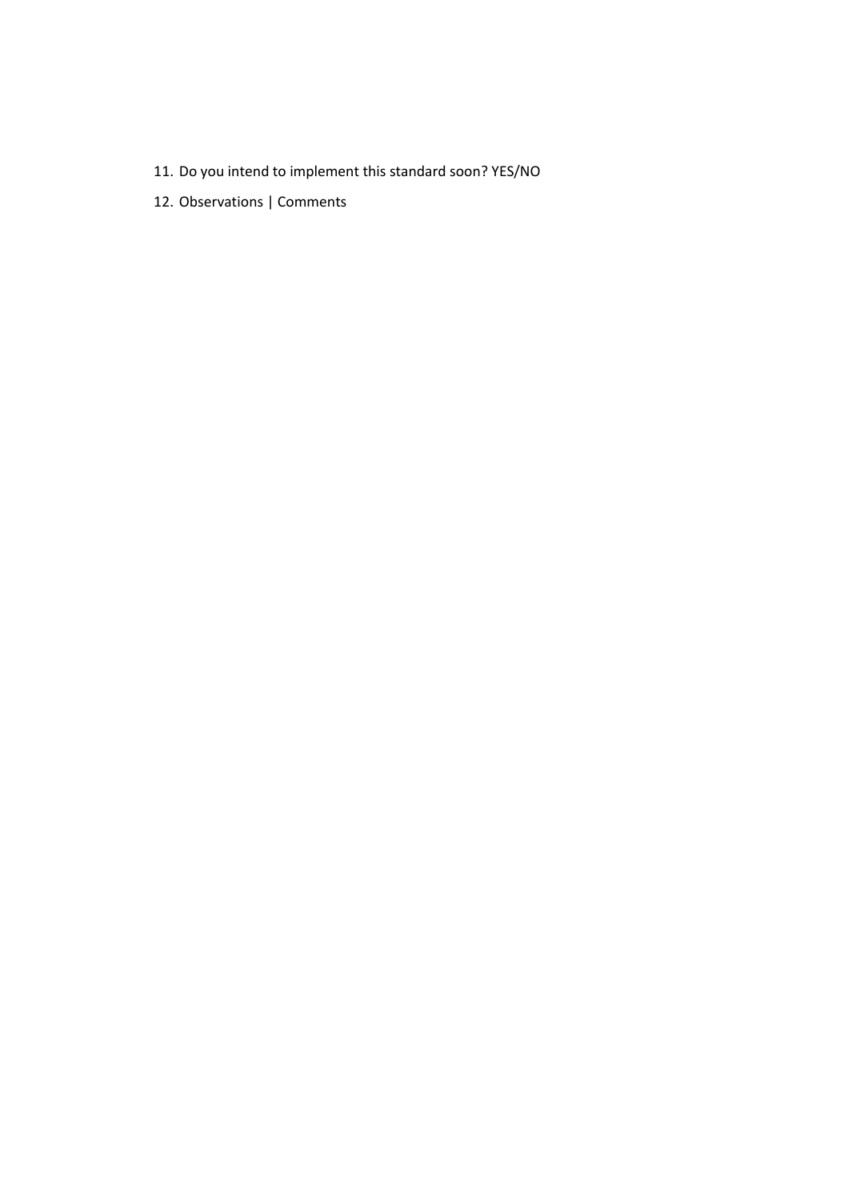11. Do you intend to implement this standard soon? YES/NO
12. Observations | Comments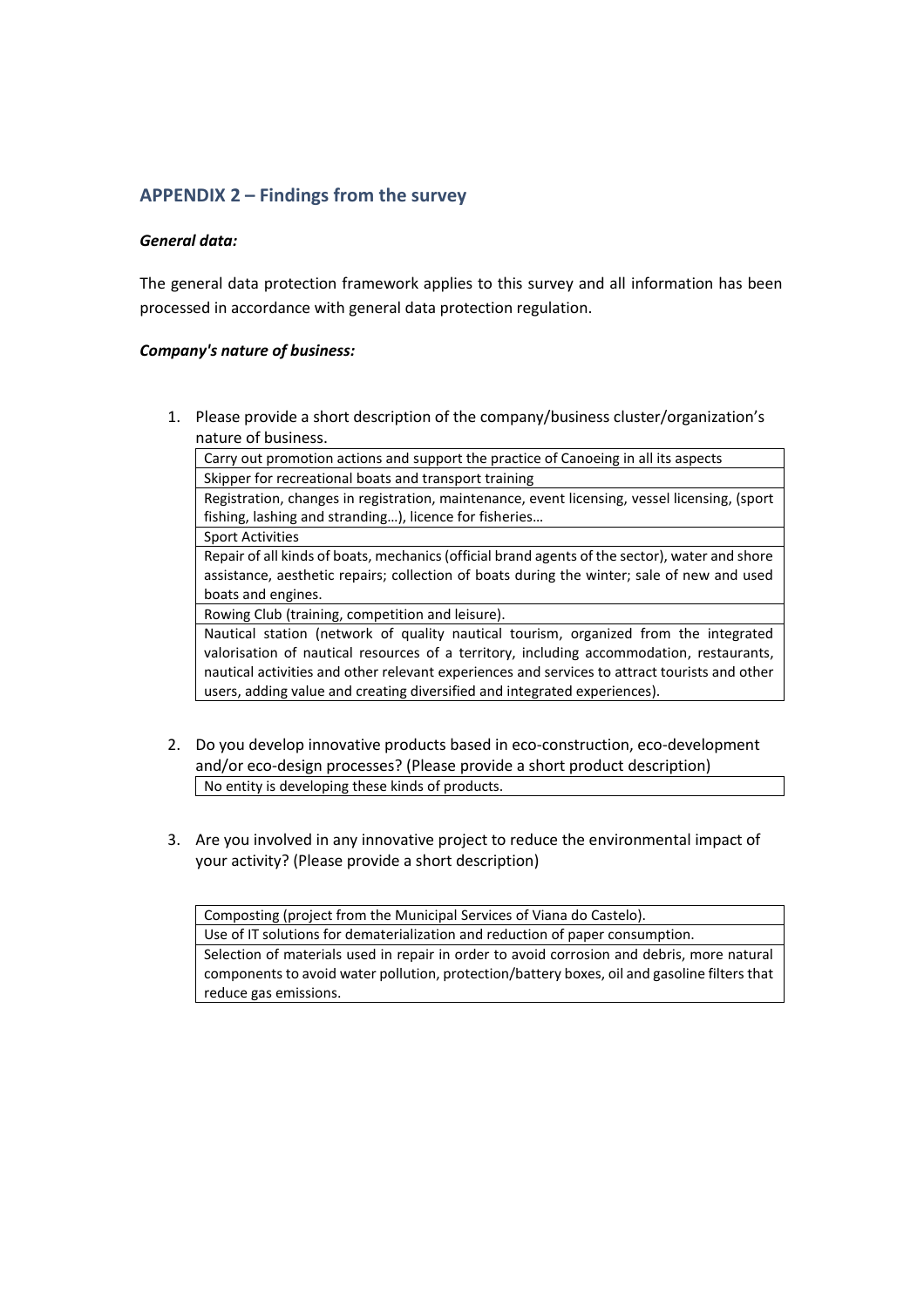## APPENDIX 2 – Findings from the survey

***General data:***

The general data protection framework applies to this survey and all information has been processed in accordance with general data protection regulation.

***Company's nature of business:***

1. Please provide a short description of the company/business cluster/organization's nature of business.

| |
|---|
| Carry out promotion actions and support the practice of Canoeing in all its aspects |
| Skipper for recreational boats and transport training |
| Registration, changes in registration, maintenance, event licensing, vessel licensing, (sport fishing, lashing and stranding…), licence for fisheries… |
| Sport Activities |
| Repair of all kinds of boats, mechanics (official brand agents of the sector), water and shore assistance, aesthetic repairs; collection of boats during the winter; sale of new and used boats and engines. |
| Rowing Club (training, competition and leisure). |
| Nautical station (network of quality nautical tourism, organized from the integrated valorisation of nautical resources of a territory, including accommodation, restaurants, nautical activities and other relevant experiences and services to attract tourists and other users, adding value and creating diversified and integrated experiences). |

2. Do you develop innovative products based in eco-construction, eco-development and/or eco-design processes? (Please provide a short product description)

| |
|---|
| No entity is developing these kinds of products. |

3. Are you involved in any innovative project to reduce the environmental impact of your activity? (Please provide a short description)

| |
|---|
| Composting (project from the Municipal Services of Viana do Castelo). |
| Use of IT solutions for dematerialization and reduction of paper consumption. |
| Selection of materials used in repair in order to avoid corrosion and debris, more natural components to avoid water pollution, protection/battery boxes, oil and gasoline filters that reduce gas emissions. |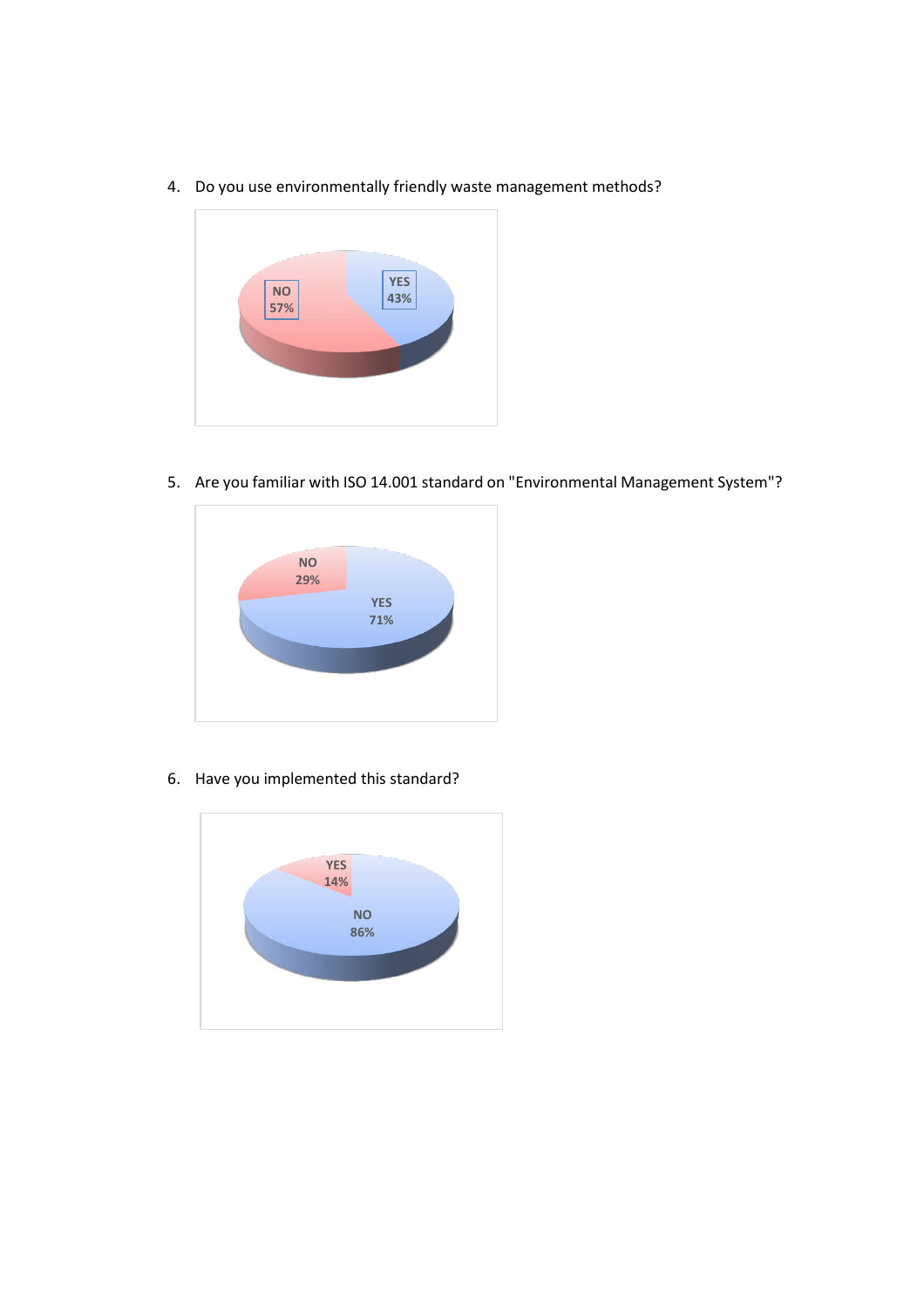4. Do you use environmentally friendly waste management methods?

NO 57%

YES 43%

5. Are you familiar with ISO 14.001 standard on "Environmental Management System"?

NO 29%

YES 71%

6. Have you implemented this standard?

YES 14%

NO 86%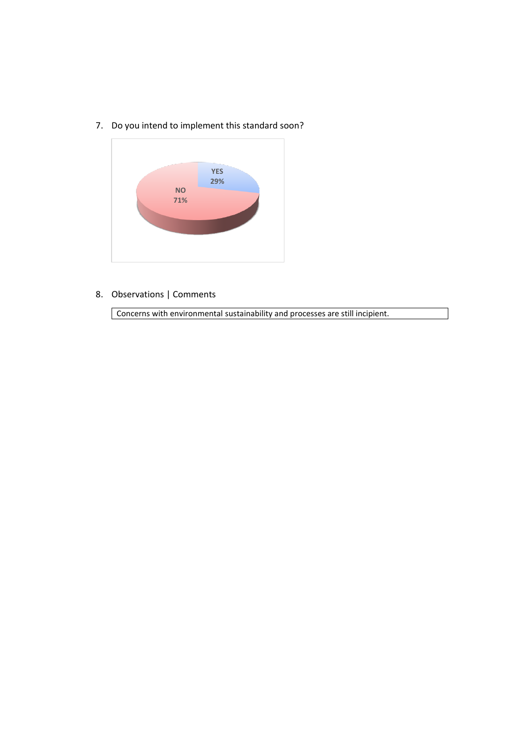7. Do you intend to implement this standard soon?

YES
29%

NO
71%

8. Observations | Comments

Concerns with environmental sustainability and processes are still incipient.